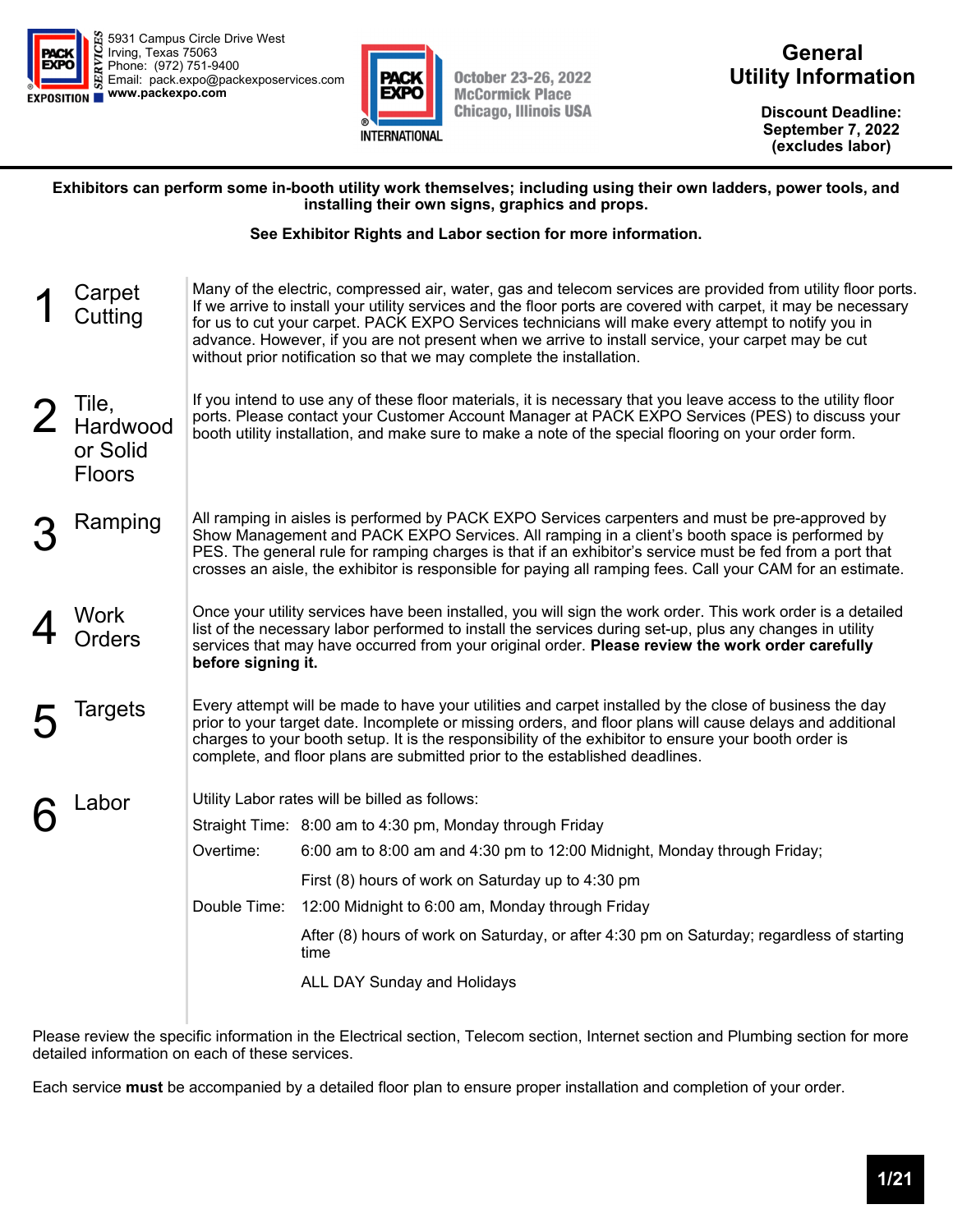5931 Campus Circle Drive West
Irving, Texas 75063
Phone: (972) 751-9400
Email: pack.expo@packexposervices.com
**www.packexpo.com**

October 23-26, 2022
McCormick Place
Chicago, Illinois USA

# General Utility Information

**Discount Deadline: September 7, 2022 (excludes labor)**

**Exhibitors can perform some in-booth utility work themselves; including using their own ladders, power tools, and installing their own signs, graphics and props.**

**See Exhibitor Rights and Labor section for more information.**

## 1 Carpet Cutting

Many of the electric, compressed air, water, gas and telecom services are provided from utility floor ports. If we arrive to install your utility services and the floor ports are covered with carpet, it may be necessary for us to cut your carpet. PACK EXPO Services technicians will make every attempt to notify you in advance. However, if you are not present when we arrive to install service, your carpet may be cut without prior notification so that we may complete the installation.

## 2 Tile, Hardwood or Solid Floors

If you intend to use any of these floor materials, it is necessary that you leave access to the utility floor ports. Please contact your Customer Account Manager at PACK EXPO Services (PES) to discuss your booth utility installation, and make sure to make a note of the special flooring on your order form.

## 3 Ramping

All ramping in aisles is performed by PACK EXPO Services carpenters and must be pre-approved by Show Management and PACK EXPO Services. All ramping in a client's booth space is performed by PES. The general rule for ramping charges is that if an exhibitor's service must be fed from a port that crosses an aisle, the exhibitor is responsible for paying all ramping fees. Call your CAM for an estimate.

## 4 Work Orders

Once your utility services have been installed, you will sign the work order. This work order is a detailed list of the necessary labor performed to install the services during set-up, plus any changes in utility services that may have occurred from your original order. **Please review the work order carefully before signing it.**

## 5 Targets

Every attempt will be made to have your utilities and carpet installed by the close of business the day prior to your target date. Incomplete or missing orders, and floor plans will cause delays and additional charges to your booth setup. It is the responsibility of the exhibitor to ensure your booth order is complete, and floor plans are submitted prior to the established deadlines.

## 6 Labor

Utility Labor rates will be billed as follows:

| | |
|---|---|
| Straight Time: | 8:00 am to 4:30 pm, Monday through Friday |
| Overtime: | 6:00 am to 8:00 am and 4:30 pm to 12:00 Midnight, Monday through Friday; |
| | First (8) hours of work on Saturday up to 4:30 pm |
| Double Time: | 12:00 Midnight to 6:00 am, Monday through Friday |
| | After (8) hours of work on Saturday, or after 4:30 pm on Saturday; regardless of starting time |
| | ALL DAY Sunday and Holidays |

Please review the specific information in the Electrical section, Telecom section, Internet section and Plumbing section for more detailed information on each of these services.

Each service **must** be accompanied by a detailed floor plan to ensure proper installation and completion of your order.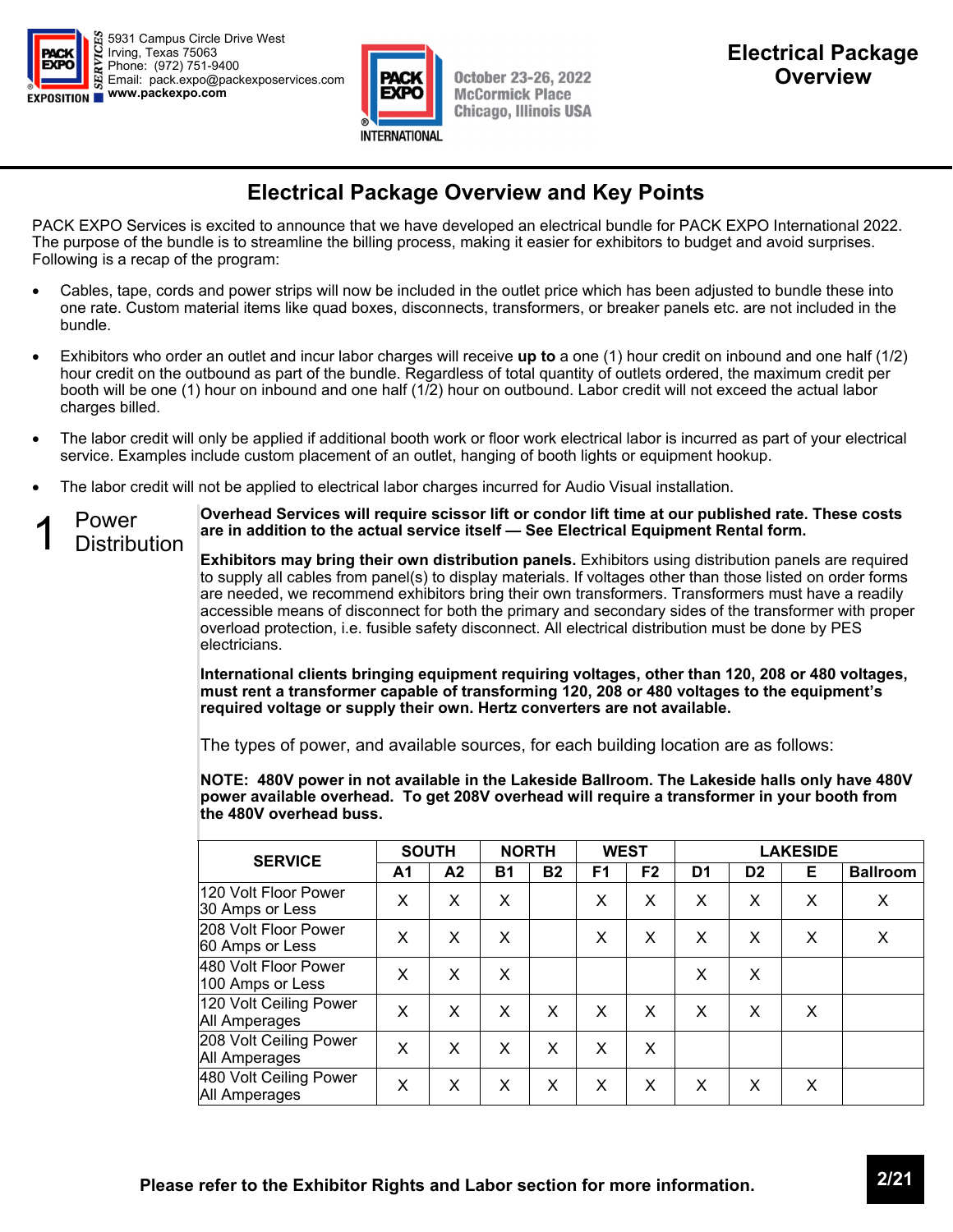5931 Campus Circle Drive West
Irving, Texas 75063
Phone: (972) 751-9400
Email: pack.expo@packexposervices.com
www.packexpo.com

October 23-26, 2022
McCormick Place
Chicago, Illinois USA

# Electrical Package Overview

## Electrical Package Overview and Key Points

PACK EXPO Services is excited to announce that we have developed an electrical bundle for PACK EXPO International 2022. The purpose of the bundle is to streamline the billing process, making it easier for exhibitors to budget and avoid surprises. Following is a recap of the program:

- Cables, tape, cords and power strips will now be included in the outlet price which has been adjusted to bundle these into one rate. Custom material items like quad boxes, disconnects, transformers, or breaker panels etc. are not included in the bundle.
- Exhibitors who order an outlet and incur labor charges will receive **up to** a one (1) hour credit on inbound and one half (1/2) hour credit on the outbound as part of the bundle. Regardless of total quantity of outlets ordered, the maximum credit per booth will be one (1) hour on inbound and one half (1/2) hour on outbound. Labor credit will not exceed the actual labor charges billed.
- The labor credit will only be applied if additional booth work or floor work electrical labor is incurred as part of your electrical service. Examples include custom placement of an outlet, hanging of booth lights or equipment hookup.
- The labor credit will not be applied to electrical labor charges incurred for Audio Visual installation.

### 1 Power Distribution

**Overhead Services will require scissor lift or condor lift time at our published rate. These costs are in addition to the actual service itself — See Electrical Equipment Rental form.**

**Exhibitors may bring their own distribution panels.** Exhibitors using distribution panels are required to supply all cables from panel(s) to display materials. If voltages other than those listed on order forms are needed, we recommend exhibitors bring their own transformers. Transformers must have a readily accessible means of disconnect for both the primary and secondary sides of the transformer with proper overload protection, i.e. fusible safety disconnect. All electrical distribution must be done by PES electricians.

**International clients bringing equipment requiring voltages, other than 120, 208 or 480 voltages, must rent a transformer capable of transforming 120, 208 or 480 voltages to the equipment's required voltage or supply their own. Hertz converters are not available.**

The types of power, and available sources, for each building location are as follows:

**NOTE: 480V power in not available in the Lakeside Ballroom. The Lakeside halls only have 480V power available overhead. To get 208V overhead will require a transformer in your booth from the 480V overhead buss.**

| SERVICE | SOUTH | | NORTH | | WEST | | LAKESIDE | | | |
|---|---|---|---|---|---|---|---|---|---|---|
| | A1 | A2 | B1 | B2 | F1 | F2 | D1 | D2 | E | Ballroom |
| 120 Volt Floor Power 30 Amps or Less | X | X | X | | X | X | X | X | X | X |
| 208 Volt Floor Power 60 Amps or Less | X | X | X | | X | X | X | X | X | X |
| 480 Volt Floor Power 100 Amps or Less | X | X | X | | | | X | X | | |
| 120 Volt Ceiling Power All Amperages | X | X | X | X | X | X | X | X | X | |
| 208 Volt Ceiling Power All Amperages | X | X | X | X | X | X | | | | |
| 480 Volt Ceiling Power All Amperages | X | X | X | X | X | X | X | X | X | |

**Please refer to the Exhibitor Rights and Labor section for more information.**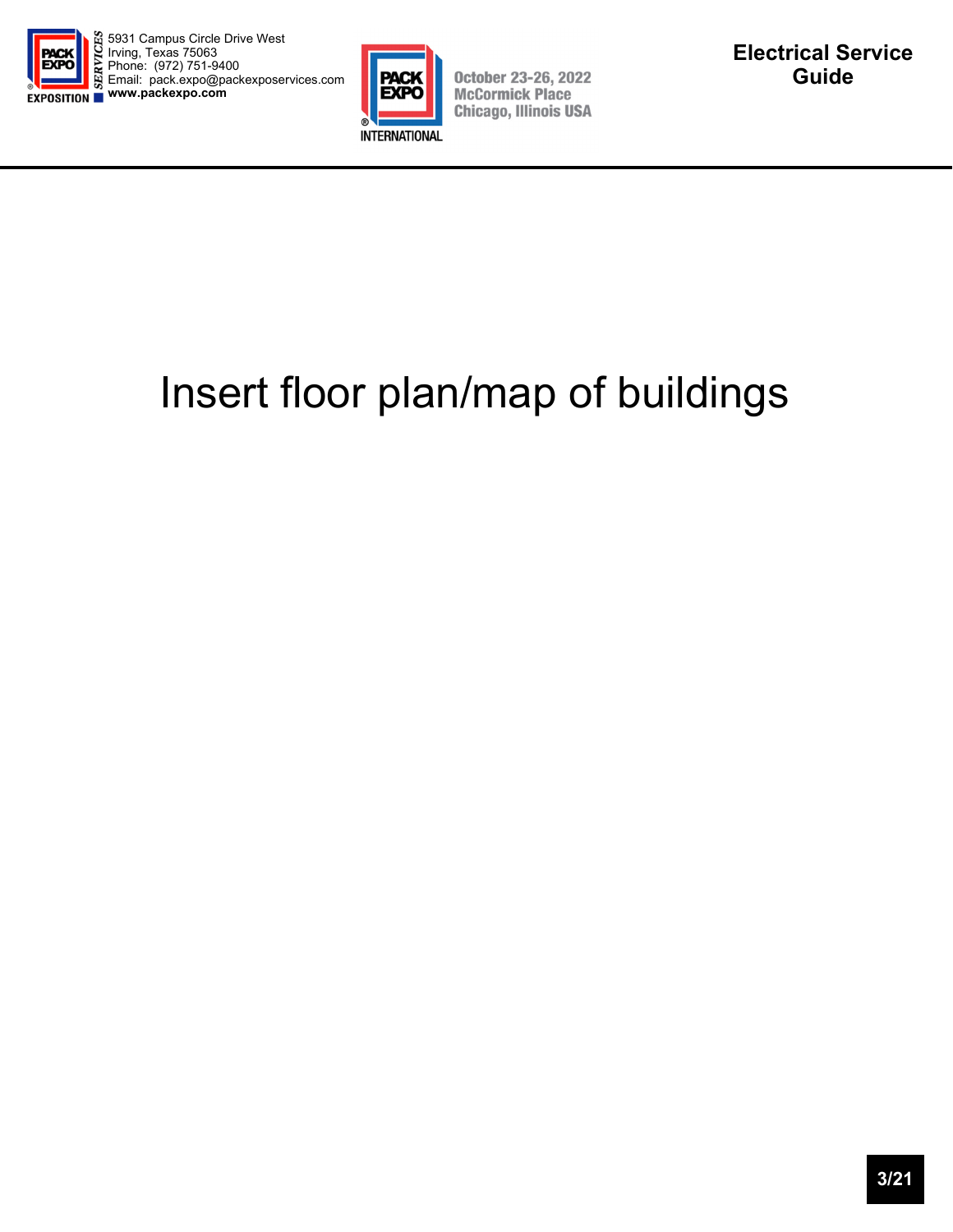Insert floor plan/map of buildings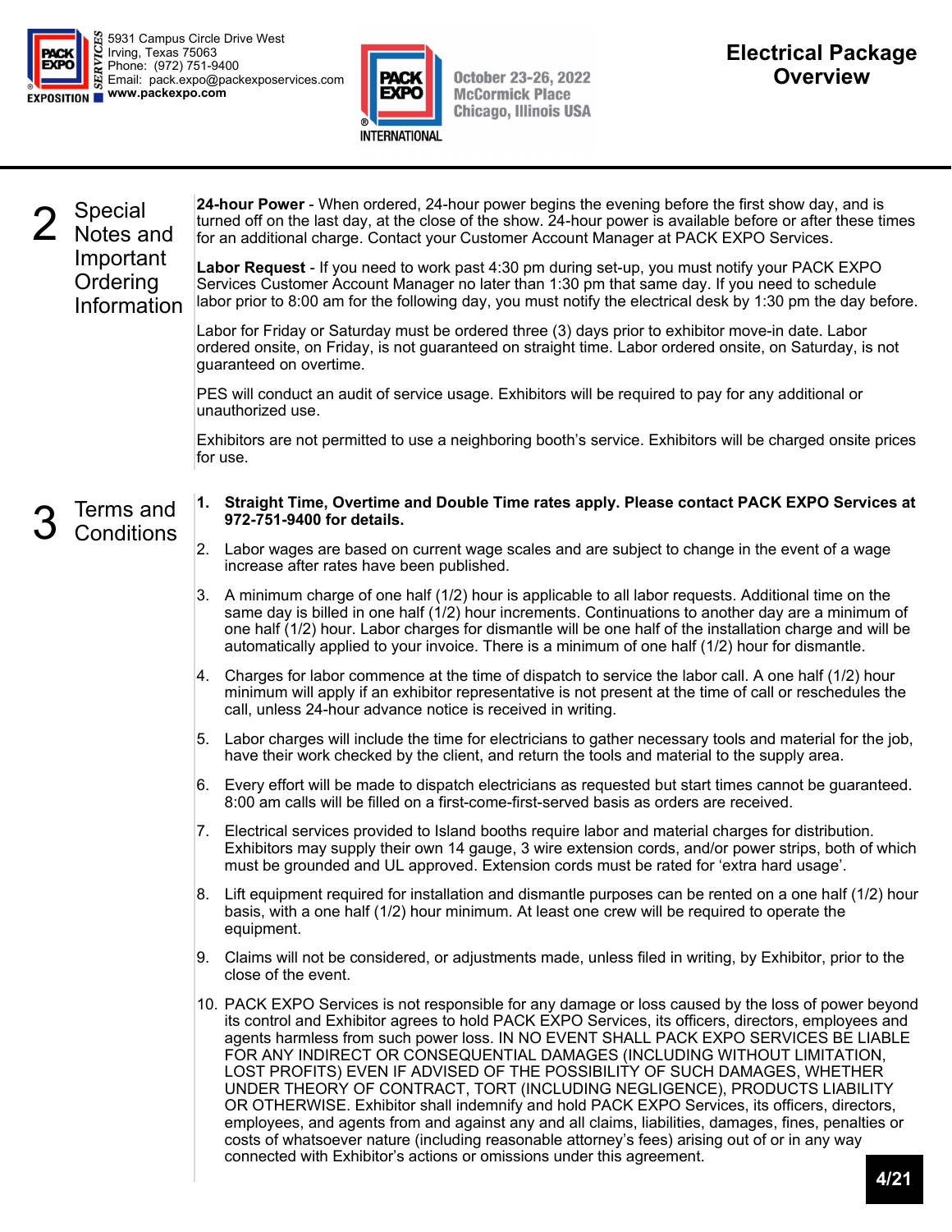# Electrical Package Overview

5931 Campus Circle Drive West
Irving, Texas 75063
Phone: (972) 751-9400
Email: pack.expo@packexposervices.com
**www.packexpo.com**

October 23-26, 2022
McCormick Place
Chicago, Illinois USA

## 2 Special Notes and Important Ordering Information

**24-hour Power** - When ordered, 24-hour power begins the evening before the first show day, and is turned off on the last day, at the close of the show. 24-hour power is available before or after these times for an additional charge. Contact your Customer Account Manager at PACK EXPO Services.

**Labor Request** - If you need to work past 4:30 pm during set-up, you must notify your PACK EXPO Services Customer Account Manager no later than 1:30 pm that same day. If you need to schedule labor prior to 8:00 am for the following day, you must notify the electrical desk by 1:30 pm the day before.

Labor for Friday or Saturday must be ordered three (3) days prior to exhibitor move-in date. Labor ordered onsite, on Friday, is not guaranteed on straight time. Labor ordered onsite, on Saturday, is not guaranteed on overtime.

PES will conduct an audit of service usage. Exhibitors will be required to pay for any additional or unauthorized use.

Exhibitors are not permitted to use a neighboring booth's service. Exhibitors will be charged onsite prices for use.

## 3 Terms and Conditions

1. **Straight Time, Overtime and Double Time rates apply. Please contact PACK EXPO Services at 972-751-9400 for details.**
2. Labor wages are based on current wage scales and are subject to change in the event of a wage increase after rates have been published.
3. A minimum charge of one half (1/2) hour is applicable to all labor requests. Additional time on the same day is billed in one half (1/2) hour increments. Continuations to another day are a minimum of one half (1/2) hour. Labor charges for dismantle will be one half of the installation charge and will be automatically applied to your invoice. There is a minimum of one half (1/2) hour for dismantle.
4. Charges for labor commence at the time of dispatch to service the labor call. A one half (1/2) hour minimum will apply if an exhibitor representative is not present at the time of call or reschedules the call, unless 24-hour advance notice is received in writing.
5. Labor charges will include the time for electricians to gather necessary tools and material for the job, have their work checked by the client, and return the tools and material to the supply area.
6. Every effort will be made to dispatch electricians as requested but start times cannot be guaranteed. 8:00 am calls will be filled on a first-come-first-served basis as orders are received.
7. Electrical services provided to Island booths require labor and material charges for distribution. Exhibitors may supply their own 14 gauge, 3 wire extension cords, and/or power strips, both of which must be grounded and UL approved. Extension cords must be rated for 'extra hard usage'.
8. Lift equipment required for installation and dismantle purposes can be rented on a one half (1/2) hour basis, with a one half (1/2) hour minimum. At least one crew will be required to operate the equipment.
9. Claims will not be considered, or adjustments made, unless filed in writing, by Exhibitor, prior to the close of the event.
10. PACK EXPO Services is not responsible for any damage or loss caused by the loss of power beyond its control and Exhibitor agrees to hold PACK EXPO Services, its officers, directors, employees and agents harmless from such power loss. IN NO EVENT SHALL PACK EXPO SERVICES BE LIABLE FOR ANY INDIRECT OR CONSEQUENTIAL DAMAGES (INCLUDING WITHOUT LIMITATION, LOST PROFITS) EVEN IF ADVISED OF THE POSSIBILITY OF SUCH DAMAGES, WHETHER UNDER THEORY OF CONTRACT, TORT (INCLUDING NEGLIGENCE), PRODUCTS LIABILITY OR OTHERWISE. Exhibitor shall indemnify and hold PACK EXPO Services, its officers, directors, employees, and agents from and against any and all claims, liabilities, damages, fines, penalties or costs of whatsoever nature (including reasonable attorney's fees) arising out of or in any way connected with Exhibitor's actions or omissions under this agreement.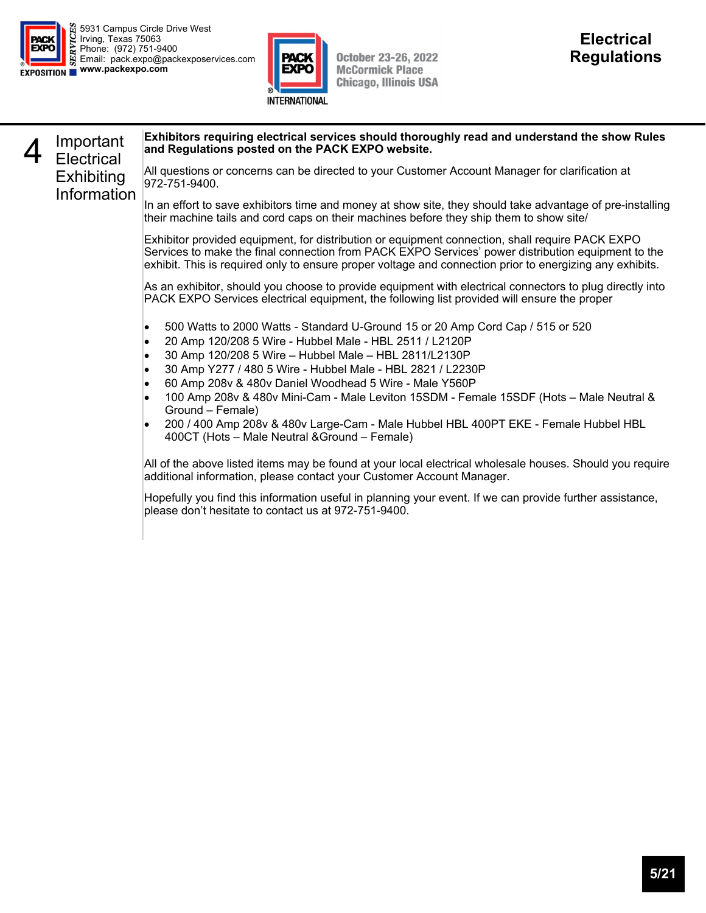# 4 Important Electrical Exhibiting Information

**Exhibitors requiring electrical services should thoroughly read and understand the show Rules and Regulations posted on the PACK EXPO website.**

All questions or concerns can be directed to your Customer Account Manager for clarification at 972-751-9400.

In an effort to save exhibitors time and money at show site, they should take advantage of pre-installing their machine tails and cord caps on their machines before they ship them to show site/

Exhibitor provided equipment, for distribution or equipment connection, shall require PACK EXPO Services to make the final connection from PACK EXPO Services' power distribution equipment to the exhibit. This is required only to ensure proper voltage and connection prior to energizing any exhibits.

As an exhibitor, should you choose to provide equipment with electrical connectors to plug directly into PACK EXPO Services electrical equipment, the following list provided will ensure the proper

- 500 Watts to 2000 Watts - Standard U-Ground 15 or 20 Amp Cord Cap / 515 or 520
- 20 Amp 120/208 5 Wire - Hubbel Male - HBL 2511 / L2120P
- 30 Amp 120/208 5 Wire – Hubbel Male – HBL 2811/L2130P
- 30 Amp Y277 / 480 5 Wire - Hubbel Male - HBL 2821 / L2230P
- 60 Amp 208v & 480v Daniel Woodhead 5 Wire - Male Y560P
- 100 Amp 208v & 480v Mini-Cam - Male Leviton 15SDM - Female 15SDF (Hots – Male Neutral & Ground – Female)
- 200 / 400 Amp 208v & 480v Large-Cam - Male Hubbel HBL 400PT EKE - Female Hubbel HBL 400CT (Hots – Male Neutral &Ground – Female)

All of the above listed items may be found at your local electrical wholesale houses. Should you require additional information, please contact your Customer Account Manager.

Hopefully you find this information useful in planning your event. If we can provide further assistance, please don't hesitate to contact us at 972-751-9400.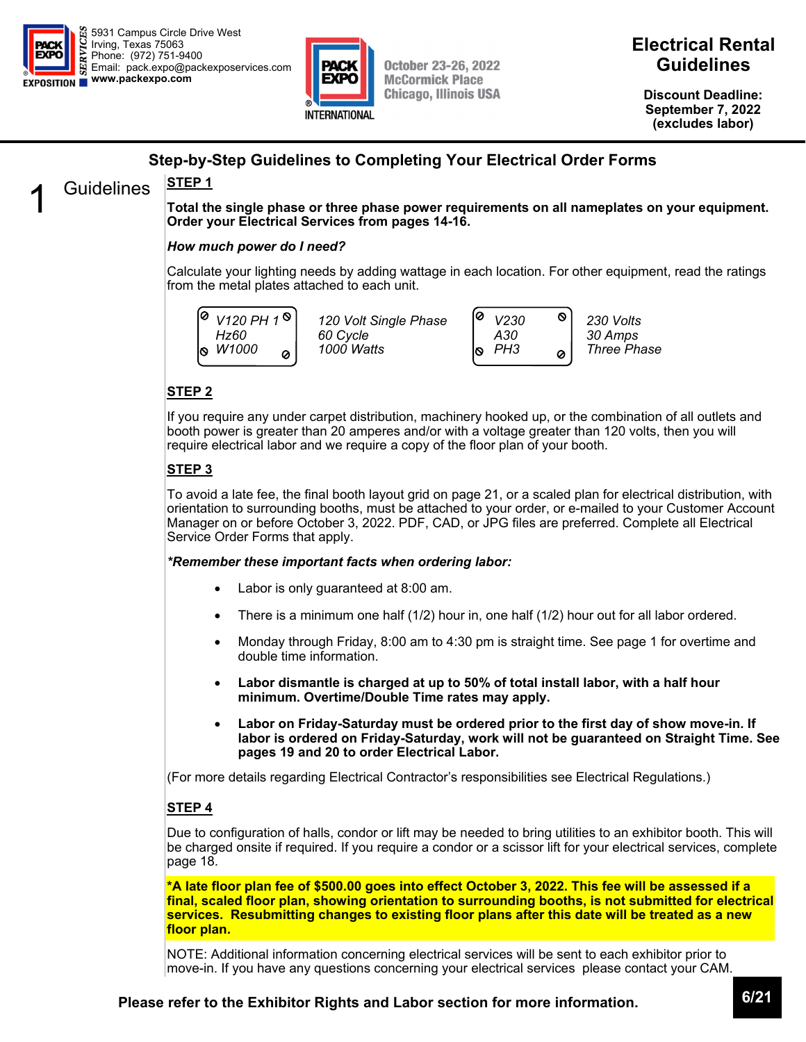5931 Campus Circle Drive West
Irving, Texas 75063
Phone: (972) 751-9400
Email: pack.expo@packexposervices.com
**www.packexpo.com**

October 23-26, 2022
McCormick Place
Chicago, Illinois USA

# Electrical Rental Guidelines

**Discount Deadline: September 7, 2022 (excludes labor)**

## Step-by-Step Guidelines to Completing Your Electrical Order Forms

## 1 Guidelines

**STEP 1**

**Total the single phase or three phase power requirements on all nameplates on your equipment. Order your Electrical Services from pages 14-16.**

***How much power do I need?***

Calculate your lighting needs by adding wattage in each location. For other equipment, read the ratings from the metal plates attached to each unit.

| Nameplate | Meaning |
| --- | --- |
| *V120 PH 1<br>Hz60<br>W1000* | *120 Volt Single Phase<br>60 Cycle<br>1000 Watts* |
| *V230<br>A30<br>PH3* | *230 Volts<br>30 Amps<br>Three Phase* |

**STEP 2**

If you require any under carpet distribution, machinery hooked up, or the combination of all outlets and booth power is greater than 20 amperes and/or with a voltage greater than 120 volts, then you will require electrical labor and we require a copy of the floor plan of your booth.

**STEP 3**

To avoid a late fee, the final booth layout grid on page 21, or a scaled plan for electrical distribution, with orientation to surrounding booths, must be attached to your order, or e-mailed to your Customer Account Manager on or before October 3, 2022. PDF, CAD, or JPG files are preferred. Complete all Electrical Service Order Forms that apply.

***\*Remember these important facts when ordering labor:***

- Labor is only guaranteed at 8:00 am.
- There is a minimum one half (1/2) hour in, one half (1/2) hour out for all labor ordered.
- Monday through Friday, 8:00 am to 4:30 pm is straight time. See page 1 for overtime and double time information.
- **Labor dismantle is charged at up to 50% of total install labor, with a half hour minimum. Overtime/Double Time rates may apply.**
- **Labor on Friday-Saturday must be ordered prior to the first day of show move-in. If labor is ordered on Friday-Saturday, work will not be guaranteed on Straight Time. See pages 19 and 20 to order Electrical Labor.**

(For more details regarding Electrical Contractor's responsibilities see Electrical Regulations.)

**STEP 4**

Due to configuration of halls, condor or lift may be needed to bring utilities to an exhibitor booth. This will be charged onsite if required. If you require a condor or a scissor lift for your electrical services, complete page 18.

**\*A late floor plan fee of $500.00 goes into effect October 3, 2022. This fee will be assessed if a final, scaled floor plan, showing orientation to surrounding booths, is not submitted for electrical services. Resubmitting changes to existing floor plans after this date will be treated as a new floor plan.**

NOTE: Additional information concerning electrical services will be sent to each exhibitor prior to move-in. If you have any questions concerning your electrical services please contact your CAM.

**Please refer to the Exhibitor Rights and Labor section for more information.**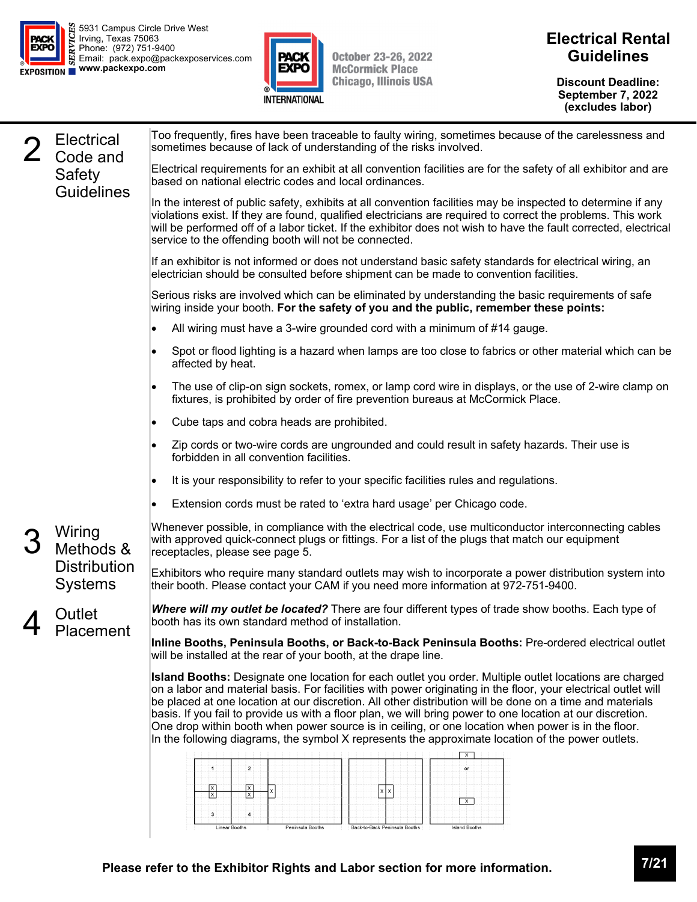5931 Campus Circle Drive West
Irving, Texas 75063
Phone: (972) 751-9400
Email: pack.expo@packexposervices.com
**www.packexpo.com**

October 23-26, 2022
McCormick Place
Chicago, Illinois USA

# Electrical Rental Guidelines

**Discount Deadline: September 7, 2022 (excludes labor)**

## 2 Electrical Code and Safety Guidelines

Too frequently, fires have been traceable to faulty wiring, sometimes because of the carelessness and sometimes because of lack of understanding of the risks involved.

Electrical requirements for an exhibit at all convention facilities are for the safety of all exhibitor and are based on national electric codes and local ordinances.

In the interest of public safety, exhibits at all convention facilities may be inspected to determine if any violations exist. If they are found, qualified electricians are required to correct the problems. This work will be performed off of a labor ticket. If the exhibitor does not wish to have the fault corrected, electrical service to the offending booth will not be connected.

If an exhibitor is not informed or does not understand basic safety standards for electrical wiring, an electrician should be consulted before shipment can be made to convention facilities.

Serious risks are involved which can be eliminated by understanding the basic requirements of safe wiring inside your booth. **For the safety of you and the public, remember these points:**

- All wiring must have a 3-wire grounded cord with a minimum of #14 gauge.
- Spot or flood lighting is a hazard when lamps are too close to fabrics or other material which can be affected by heat.
- The use of clip-on sign sockets, romex, or lamp cord wire in displays, or the use of 2-wire clamp on fixtures, is prohibited by order of fire prevention bureaus at McCormick Place.
- Cube taps and cobra heads are prohibited.
- Zip cords or two-wire cords are ungrounded and could result in safety hazards. Their use is forbidden in all convention facilities.
- It is your responsibility to refer to your specific facilities rules and regulations.
- Extension cords must be rated to 'extra hard usage' per Chicago code.

## 3 Wiring Methods & Distribution Systems

Whenever possible, in compliance with the electrical code, use multiconductor interconnecting cables with approved quick-connect plugs or fittings. For a list of the plugs that match our equipment receptacles, please see page 5.

Exhibitors who require many standard outlets may wish to incorporate a power distribution system into their booth. Please contact your CAM if you need more information at 972-751-9400.

## 4 Outlet Placement

***Where will my outlet be located?*** There are four different types of trade show booths. Each type of booth has its own standard method of installation.

**Inline Booths, Peninsula Booths, or Back-to-Back Peninsula Booths:** Pre-ordered electrical outlet will be installed at the rear of your booth, at the drape line.

**Island Booths:** Designate one location for each outlet you order. Multiple outlet locations are charged on a labor and material basis. For facilities with power originating in the floor, your electrical outlet will be placed at one location at our discretion. All other distribution will be done on a time and materials basis. If you fail to provide us with a floor plan, we will bring power to one location at our discretion. One drop within booth when power source is in ceiling, or one location when power is in the floor.
In the following diagrams, the symbol X represents the approximate location of the power outlets.

Linear Booths | Peninsula Booths | Back-to-Back Peninsula Booths | Island Booths

**Please refer to the Exhibitor Rights and Labor section for more information.**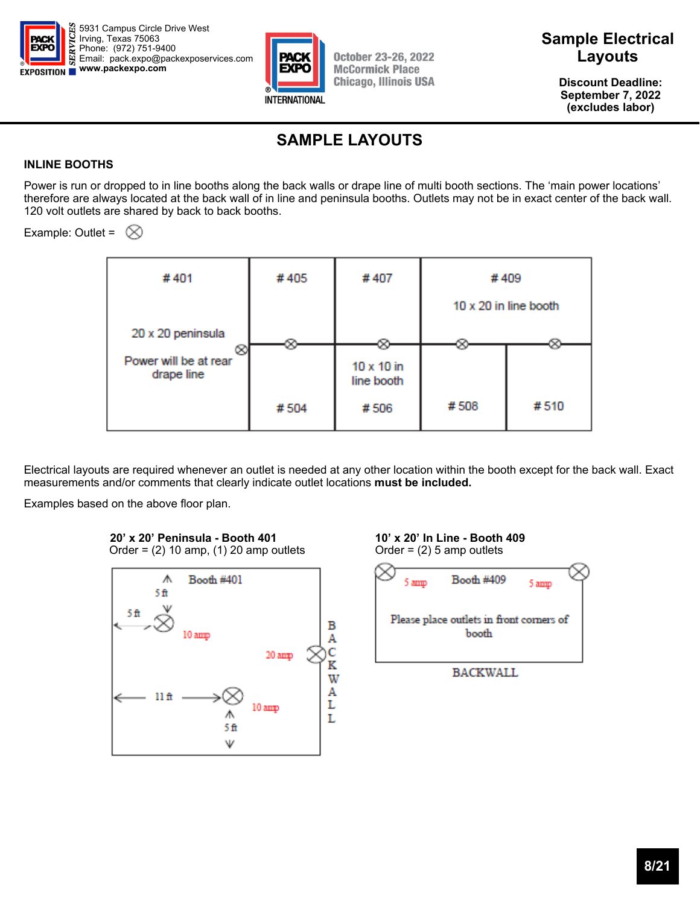5931 Campus Circle Drive West
Irving, Texas 75063
Phone: (972) 751-9400
Email: pack.expo@packexposervices.com
www.packexpo.com

October 23-26, 2022
McCormick Place
Chicago, Illinois USA

# Sample Electrical Layouts

**Discount Deadline:**
**September 7, 2022**
**(excludes labor)**

## SAMPLE LAYOUTS

### INLINE BOOTHS

Power is run or dropped to in line booths along the back walls or drape line of multi booth sections. The 'main power locations' therefore are always located at the back wall of in line and peninsula booths. Outlets may not be in exact center of the back wall. 120 volt outlets are shared by back to back booths.

Example: Outlet = ⊗

# 401 — 20 x 20 peninsula — Power will be at rear drape line

# 405, # 407, # 409 — 10 x 20 in line booth

# 504, # 506 — 10 x 10 in line booth, # 508, # 510

Electrical layouts are required whenever an outlet is needed at any other location within the booth except for the back wall. Exact measurements and/or comments that clearly indicate outlet locations **must be included.**

Examples based on the above floor plan.

**20' x 20' Peninsula - Booth 401**
Order = (2) 10 amp, (1) 20 amp outlets

Booth #401 — 5 ft, 5 ft, 10 amp, 20 amp, 11 ft, 5 ft, 10 amp, BACKWALL

**10' x 20' In Line - Booth 409**
Order = (2) 5 amp outlets

Booth #409 — 5 amp, 5 amp — Please place outlets in front corners of booth — BACKWALL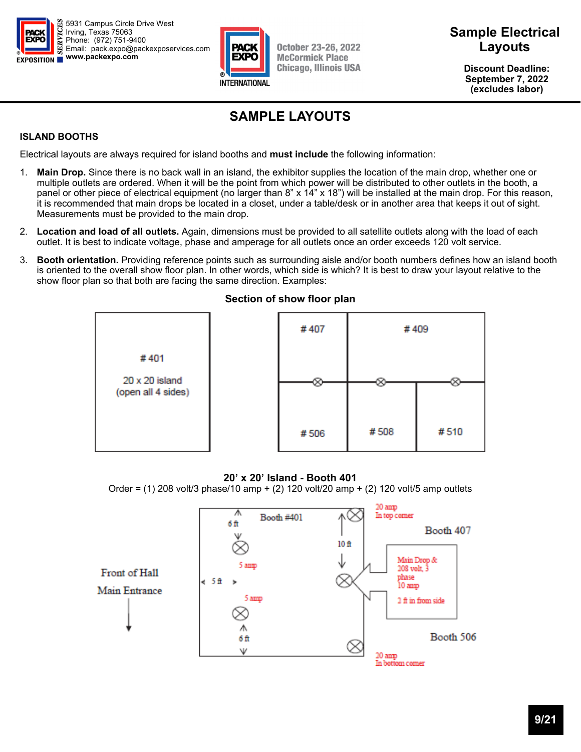# SAMPLE LAYOUTS

## ISLAND BOOTHS

Electrical layouts are always required for island booths and **must include** the following information:

1. **Main Drop.** Since there is no back wall in an island, the exhibitor supplies the location of the main drop, whether one or multiple outlets are ordered. When it will be the point from which power will be distributed to other outlets in the booth, a panel or other piece of electrical equipment (no larger than 8" x 14" x 18") will be installed at the main drop. For this reason, it is recommended that main drops be located in a closet, under a table/desk or in another area that keeps it out of sight. Measurements must be provided to the main drop.

2. **Location and load of all outlets.** Again, dimensions must be provided to all satellite outlets along with the load of each outlet. It is best to indicate voltage, phase and amperage for all outlets once an order exceeds 120 volt service.

3. **Booth orientation.** Providing reference points such as surrounding aisle and/or booth numbers defines how an island booth is oriented to the overall show floor plan. In other words, which side is which? It is best to draw your layout relative to the show floor plan so that both are facing the same direction. Examples:

**Section of show floor plan**

# 401
20 x 20 island
(open all 4 sides)

# 407 | # 409
# 506 | # 508 | # 510

**20' x 20' Island - Booth 401**

Order = (1) 208 volt/3 phase/10 amp + (2) 120 volt/20 amp + (2) 120 volt/5 amp outlets

Booth #401
6 ft
5 amp
5 ft
5 amp
6 ft
10 ft
20 amp In top corner
Booth 407
Main Drop & 208 volt, 3 phase 10 amp
2 ft in from side
Booth 506
20 amp In bottom corner
Front of Hall
Main Entrance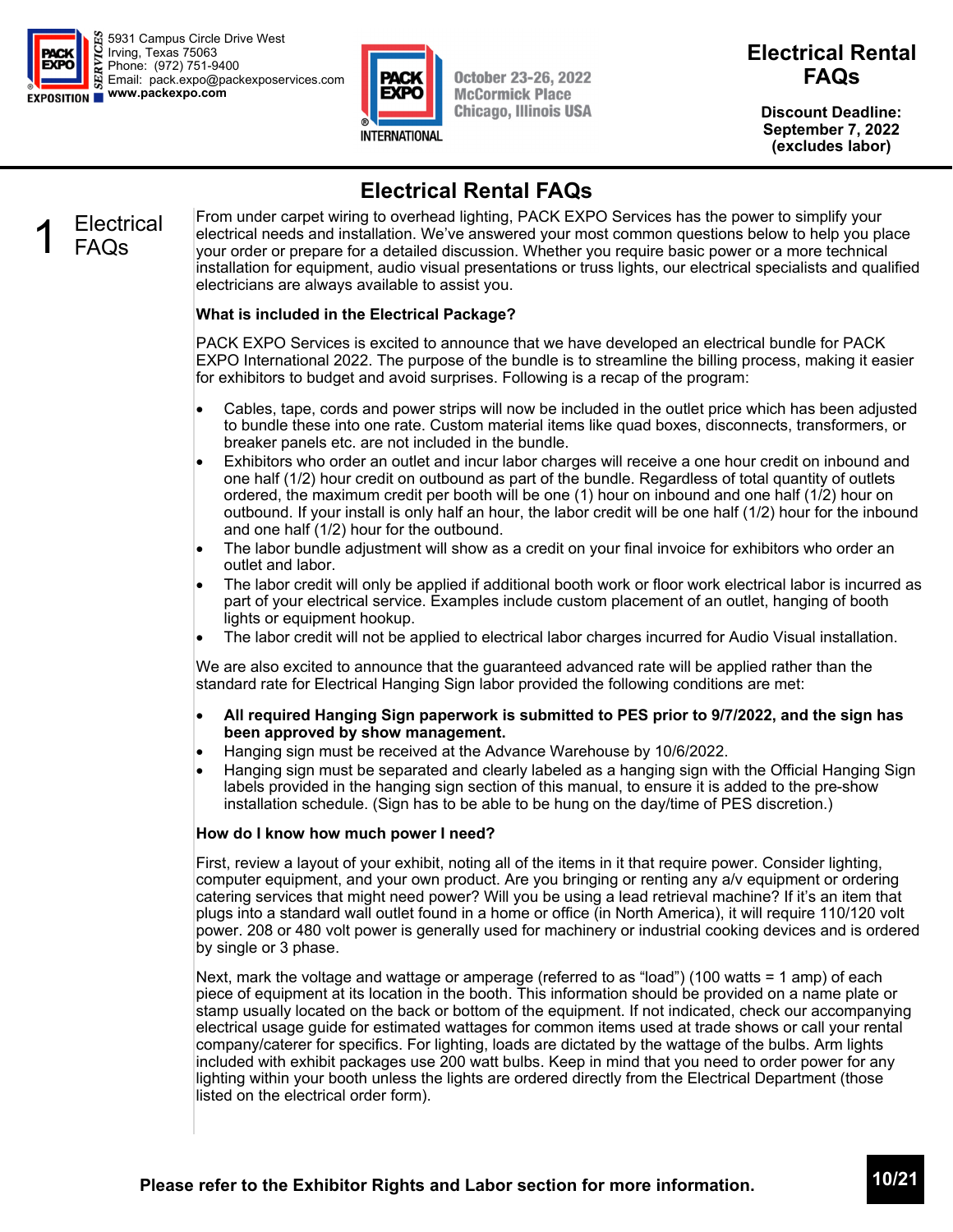5931 Campus Circle Drive West
Irving, Texas 75063
Phone: (972) 751-9400
Email: pack.expo@packexposervices.com
**www.packexpo.com**

October 23-26, 2022
McCormick Place
Chicago, Illinois USA

# Electrical Rental FAQs

**Discount Deadline: September 7, 2022 (excludes labor)**

## Electrical Rental FAQs

### 1 Electrical FAQs

From under carpet wiring to overhead lighting, PACK EXPO Services has the power to simplify your electrical needs and installation. We've answered your most common questions below to help you place your order or prepare for a detailed discussion. Whether you require basic power or a more technical installation for equipment, audio visual presentations or truss lights, our electrical specialists and qualified electricians are always available to assist you.

**What is included in the Electrical Package?**

PACK EXPO Services is excited to announce that we have developed an electrical bundle for PACK EXPO International 2022. The purpose of the bundle is to streamline the billing process, making it easier for exhibitors to budget and avoid surprises. Following is a recap of the program:

- Cables, tape, cords and power strips will now be included in the outlet price which has been adjusted to bundle these into one rate. Custom material items like quad boxes, disconnects, transformers, or breaker panels etc. are not included in the bundle.
- Exhibitors who order an outlet and incur labor charges will receive a one hour credit on inbound and one half (1/2) hour credit on outbound as part of the bundle. Regardless of total quantity of outlets ordered, the maximum credit per booth will be one (1) hour on inbound and one half (1/2) hour on outbound. If your install is only half an hour, the labor credit will be one half (1/2) hour for the inbound and one half (1/2) hour for the outbound.
- The labor bundle adjustment will show as a credit on your final invoice for exhibitors who order an outlet and labor.
- The labor credit will only be applied if additional booth work or floor work electrical labor is incurred as part of your electrical service. Examples include custom placement of an outlet, hanging of booth lights or equipment hookup.
- The labor credit will not be applied to electrical labor charges incurred for Audio Visual installation.

We are also excited to announce that the guaranteed advanced rate will be applied rather than the standard rate for Electrical Hanging Sign labor provided the following conditions are met:

- **All required Hanging Sign paperwork is submitted to PES prior to 9/7/2022, and the sign has been approved by show management.**
- Hanging sign must be received at the Advance Warehouse by 10/6/2022.
- Hanging sign must be separated and clearly labeled as a hanging sign with the Official Hanging Sign labels provided in the hanging sign section of this manual, to ensure it is added to the pre-show installation schedule. (Sign has to be able to be hung on the day/time of PES discretion.)

**How do I know how much power I need?**

First, review a layout of your exhibit, noting all of the items in it that require power. Consider lighting, computer equipment, and your own product. Are you bringing or renting any a/v equipment or ordering catering services that might need power? Will you be using a lead retrieval machine? If it's an item that plugs into a standard wall outlet found in a home or office (in North America), it will require 110/120 volt power. 208 or 480 volt power is generally used for machinery or industrial cooking devices and is ordered by single or 3 phase.

Next, mark the voltage and wattage or amperage (referred to as "load") (100 watts = 1 amp) of each piece of equipment at its location in the booth. This information should be provided on a name plate or stamp usually located on the back or bottom of the equipment. If not indicated, check our accompanying electrical usage guide for estimated wattages for common items used at trade shows or call your rental company/caterer for specifics. For lighting, loads are dictated by the wattage of the bulbs. Arm lights included with exhibit packages use 200 watt bulbs. Keep in mind that you need to order power for any lighting within your booth unless the lights are ordered directly from the Electrical Department (those listed on the electrical order form).

**Please refer to the Exhibitor Rights and Labor section for more information.**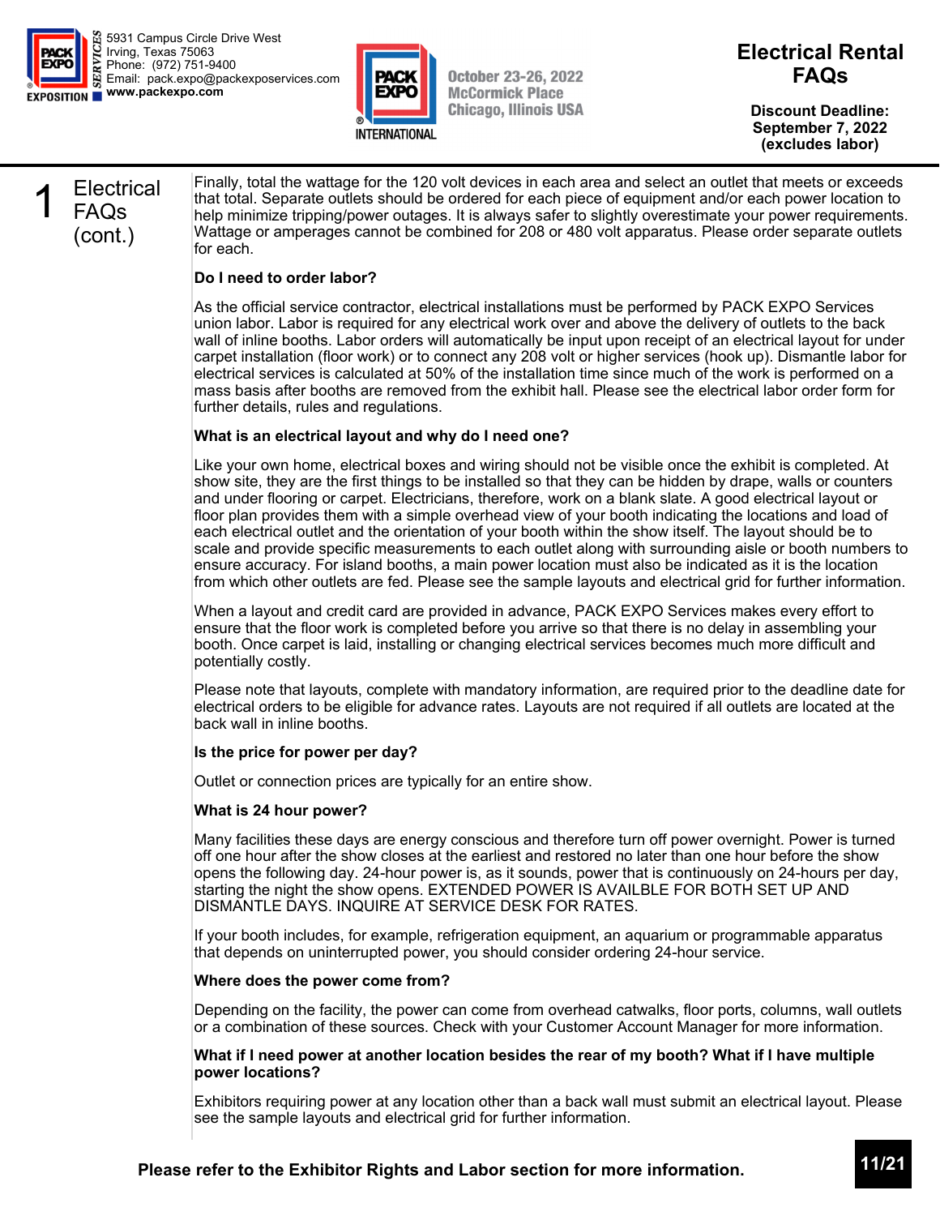# Electrical Rental FAQs

**Discount Deadline: September 7, 2022 (excludes labor)**

## 1 Electrical FAQs (cont.)

Finally, total the wattage for the 120 volt devices in each area and select an outlet that meets or exceeds that total. Separate outlets should be ordered for each piece of equipment and/or each power location to help minimize tripping/power outages. It is always safer to slightly overestimate your power requirements. Wattage or amperages cannot be combined for 208 or 480 volt apparatus. Please order separate outlets for each.

**Do I need to order labor?**

As the official service contractor, electrical installations must be performed by PACK EXPO Services union labor. Labor is required for any electrical work over and above the delivery of outlets to the back wall of inline booths. Labor orders will automatically be input upon receipt of an electrical layout for under carpet installation (floor work) or to connect any 208 volt or higher services (hook up). Dismantle labor for electrical services is calculated at 50% of the installation time since much of the work is performed on a mass basis after booths are removed from the exhibit hall. Please see the electrical labor order form for further details, rules and regulations.

**What is an electrical layout and why do I need one?**

Like your own home, electrical boxes and wiring should not be visible once the exhibit is completed. At show site, they are the first things to be installed so that they can be hidden by drape, walls or counters and under flooring or carpet. Electricians, therefore, work on a blank slate. A good electrical layout or floor plan provides them with a simple overhead view of your booth indicating the locations and load of each electrical outlet and the orientation of your booth within the show itself. The layout should be to scale and provide specific measurements to each outlet along with surrounding aisle or booth numbers to ensure accuracy. For island booths, a main power location must also be indicated as it is the location from which other outlets are fed. Please see the sample layouts and electrical grid for further information.

When a layout and credit card are provided in advance, PACK EXPO Services makes every effort to ensure that the floor work is completed before you arrive so that there is no delay in assembling your booth. Once carpet is laid, installing or changing electrical services becomes much more difficult and potentially costly.

Please note that layouts, complete with mandatory information, are required prior to the deadline date for electrical orders to be eligible for advance rates. Layouts are not required if all outlets are located at the back wall in inline booths.

**Is the price for power per day?**

Outlet or connection prices are typically for an entire show.

**What is 24 hour power?**

Many facilities these days are energy conscious and therefore turn off power overnight. Power is turned off one hour after the show closes at the earliest and restored no later than one hour before the show opens the following day. 24-hour power is, as it sounds, power that is continuously on 24-hours per day, starting the night the show opens. EXTENDED POWER IS AVAILBLE FOR BOTH SET UP AND DISMANTLE DAYS. INQUIRE AT SERVICE DESK FOR RATES.

If your booth includes, for example, refrigeration equipment, an aquarium or programmable apparatus that depends on uninterrupted power, you should consider ordering 24-hour service.

**Where does the power come from?**

Depending on the facility, the power can come from overhead catwalks, floor ports, columns, wall outlets or a combination of these sources. Check with your Customer Account Manager for more information.

**What if I need power at another location besides the rear of my booth? What if I have multiple power locations?**

Exhibitors requiring power at any location other than a back wall must submit an electrical layout. Please see the sample layouts and electrical grid for further information.

**Please refer to the Exhibitor Rights and Labor section for more information.**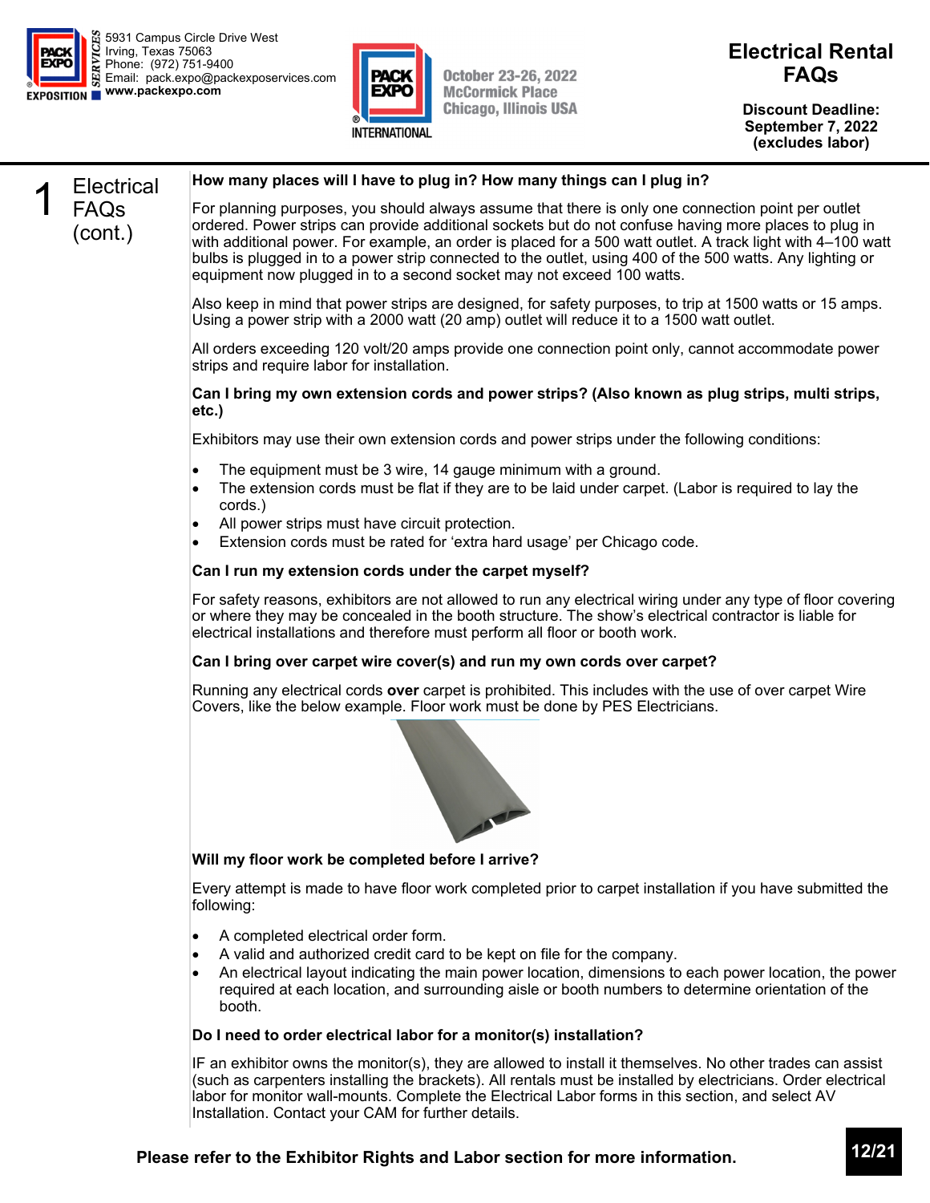# Electrical Rental FAQs

**Discount Deadline: September 7, 2022 (excludes labor)**

## 1 Electrical FAQs (cont.)

**How many places will I have to plug in? How many things can I plug in?**

For planning purposes, you should always assume that there is only one connection point per outlet ordered. Power strips can provide additional sockets but do not confuse having more places to plug in with additional power. For example, an order is placed for a 500 watt outlet. A track light with 4–100 watt bulbs is plugged in to a power strip connected to the outlet, using 400 of the 500 watts. Any lighting or equipment now plugged in to a second socket may not exceed 100 watts.

Also keep in mind that power strips are designed, for safety purposes, to trip at 1500 watts or 15 amps. Using a power strip with a 2000 watt (20 amp) outlet will reduce it to a 1500 watt outlet.

All orders exceeding 120 volt/20 amps provide one connection point only, cannot accommodate power strips and require labor for installation.

**Can I bring my own extension cords and power strips? (Also known as plug strips, multi strips, etc.)**

Exhibitors may use their own extension cords and power strips under the following conditions:

- The equipment must be 3 wire, 14 gauge minimum with a ground.
- The extension cords must be flat if they are to be laid under carpet. (Labor is required to lay the cords.)
- All power strips must have circuit protection.
- Extension cords must be rated for 'extra hard usage' per Chicago code.

**Can I run my extension cords under the carpet myself?**

For safety reasons, exhibitors are not allowed to run any electrical wiring under any type of floor covering or where they may be concealed in the booth structure. The show's electrical contractor is liable for electrical installations and therefore must perform all floor or booth work.

**Can I bring over carpet wire cover(s) and run my own cords over carpet?**

Running any electrical cords **over** carpet is prohibited. This includes with the use of over carpet Wire Covers, like the below example. Floor work must be done by PES Electricians.

**Will my floor work be completed before I arrive?**

Every attempt is made to have floor work completed prior to carpet installation if you have submitted the following:

- A completed electrical order form.
- A valid and authorized credit card to be kept on file for the company.
- An electrical layout indicating the main power location, dimensions to each power location, the power required at each location, and surrounding aisle or booth numbers to determine orientation of the booth.

**Do I need to order electrical labor for a monitor(s) installation?**

IF an exhibitor owns the monitor(s), they are allowed to install it themselves. No other trades can assist (such as carpenters installing the brackets). All rentals must be installed by electricians. Order electrical labor for monitor wall-mounts. Complete the Electrical Labor forms in this section, and select AV Installation. Contact your CAM for further details.

**Please refer to the Exhibitor Rights and Labor section for more information.**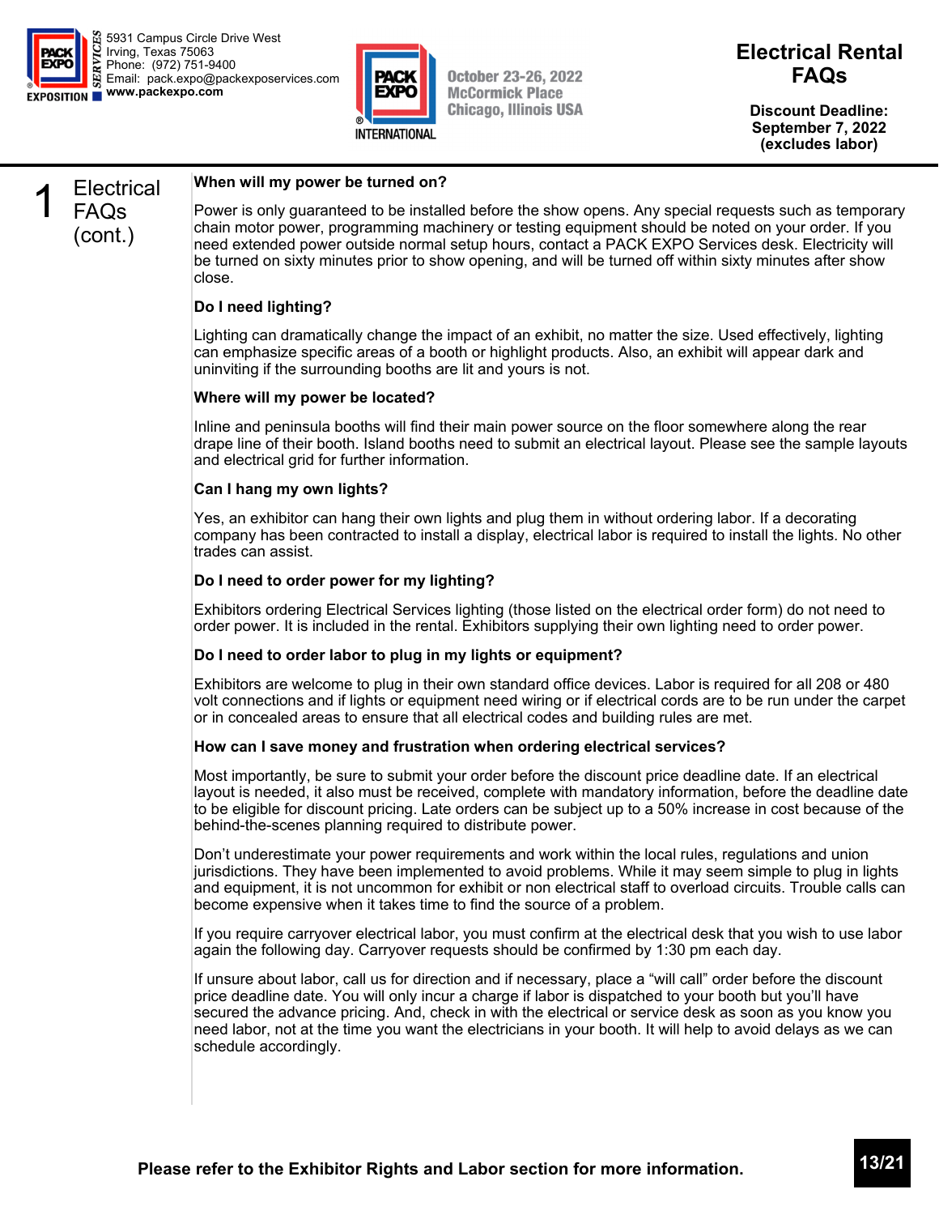# Electrical Rental FAQs

**Discount Deadline: September 7, 2022 (excludes labor)**

## 1 Electrical FAQs (cont.)

**When will my power be turned on?**

Power is only guaranteed to be installed before the show opens. Any special requests such as temporary chain motor power, programming machinery or testing equipment should be noted on your order. If you need extended power outside normal setup hours, contact a PACK EXPO Services desk. Electricity will be turned on sixty minutes prior to show opening, and will be turned off within sixty minutes after show close.

**Do I need lighting?**

Lighting can dramatically change the impact of an exhibit, no matter the size. Used effectively, lighting can emphasize specific areas of a booth or highlight products. Also, an exhibit will appear dark and uninviting if the surrounding booths are lit and yours is not.

**Where will my power be located?**

Inline and peninsula booths will find their main power source on the floor somewhere along the rear drape line of their booth. Island booths need to submit an electrical layout. Please see the sample layouts and electrical grid for further information.

**Can I hang my own lights?**

Yes, an exhibitor can hang their own lights and plug them in without ordering labor. If a decorating company has been contracted to install a display, electrical labor is required to install the lights. No other trades can assist.

**Do I need to order power for my lighting?**

Exhibitors ordering Electrical Services lighting (those listed on the electrical order form) do not need to order power. It is included in the rental. Exhibitors supplying their own lighting need to order power.

**Do I need to order labor to plug in my lights or equipment?**

Exhibitors are welcome to plug in their own standard office devices. Labor is required for all 208 or 480 volt connections and if lights or equipment need wiring or if electrical cords are to be run under the carpet or in concealed areas to ensure that all electrical codes and building rules are met.

**How can I save money and frustration when ordering electrical services?**

Most importantly, be sure to submit your order before the discount price deadline date. If an electrical layout is needed, it also must be received, complete with mandatory information, before the deadline date to be eligible for discount pricing. Late orders can be subject up to a 50% increase in cost because of the behind-the-scenes planning required to distribute power.

Don't underestimate your power requirements and work within the local rules, regulations and union jurisdictions. They have been implemented to avoid problems. While it may seem simple to plug in lights and equipment, it is not uncommon for exhibit or non electrical staff to overload circuits. Trouble calls can become expensive when it takes time to find the source of a problem.

If you require carryover electrical labor, you must confirm at the electrical desk that you wish to use labor again the following day. Carryover requests should be confirmed by 1:30 pm each day.

If unsure about labor, call us for direction and if necessary, place a "will call" order before the discount price deadline date. You will only incur a charge if labor is dispatched to your booth but you'll have secured the advance pricing. And, check in with the electrical or service desk as soon as you know you need labor, not at the time you want the electricians in your booth. It will help to avoid delays as we can schedule accordingly.

**Please refer to the Exhibitor Rights and Labor section for more information.**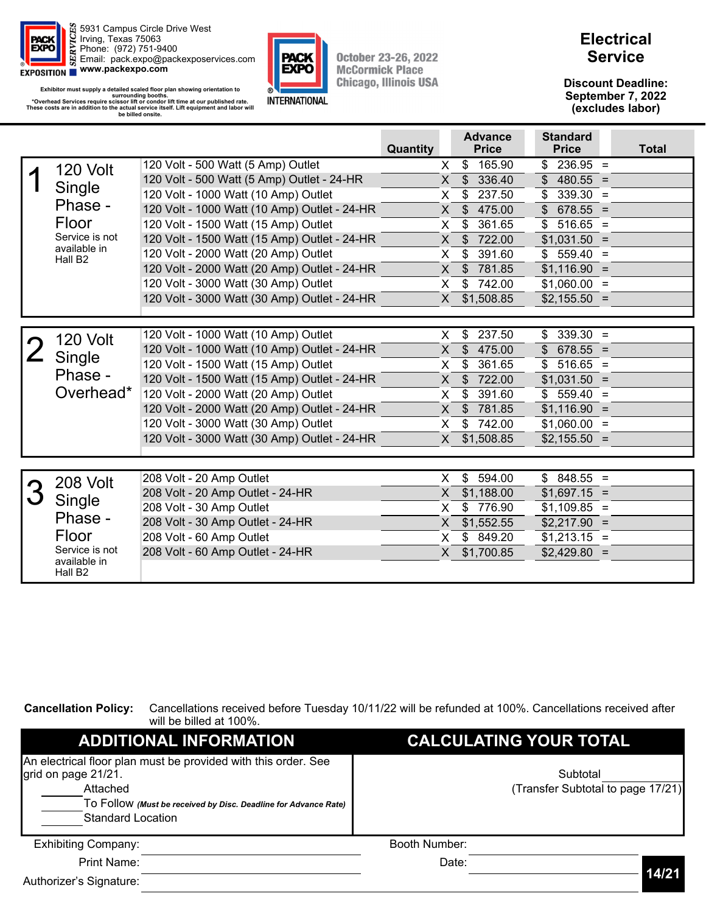5931 Campus Circle Drive West
Irving, Texas 75063
Phone: (972) 751-9400
Email: pack.expo@packexposervices.com
**www.packexpo.com**

**Exhibitor must supply a detailed scaled floor plan showing orientation to surrounding booths.**
***Overhead Services require scissor lift or condor lift time at our published rate. These costs are in addition to the actual service itself. Lift equipment and labor will be billed onsite.**

October 23-26, 2022
McCormick Place
Chicago, Illinois USA

# Electrical Service

**Discount Deadline: September 7, 2022 (excludes labor)**

| Section | Item | Quantity | | Advance Price | Standard Price | | Total |
|---|---|---|---|---|---|---|---|
| **1** 120 Volt Single Phase - Floor (Service is not available in Hall B2) | 120 Volt - 500 Watt (5 Amp) Outlet | | X | $ 165.90 | $ 236.95 | = | |
| | 120 Volt - 500 Watt (5 Amp) Outlet - 24-HR | | X | $ 336.40 | $ 480.55 | = | |
| | 120 Volt - 1000 Watt (10 Amp) Outlet | | X | $ 237.50 | $ 339.30 | = | |
| | 120 Volt - 1000 Watt (10 Amp) Outlet - 24-HR | | X | $ 475.00 | $ 678.55 | = | |
| | 120 Volt - 1500 Watt (15 Amp) Outlet | | X | $ 361.65 | $ 516.65 | = | |
| | 120 Volt - 1500 Watt (15 Amp) Outlet - 24-HR | | X | $ 722.00 | $1,031.50 | = | |
| | 120 Volt - 2000 Watt (20 Amp) Outlet | | X | $ 391.60 | $ 559.40 | = | |
| | 120 Volt - 2000 Watt (20 Amp) Outlet - 24-HR | | X | $ 781.85 | $1,116.90 | = | |
| | 120 Volt - 3000 Watt (30 Amp) Outlet | | X | $ 742.00 | $1,060.00 | = | |
| | 120 Volt - 3000 Watt (30 Amp) Outlet - 24-HR | | X | $1,508.85 | $2,155.50 | = | |
| **2** 120 Volt Single Phase - Overhead* | 120 Volt - 1000 Watt (10 Amp) Outlet | | X | $ 237.50 | $ 339.30 | = | |
| | 120 Volt - 1000 Watt (10 Amp) Outlet - 24-HR | | X | $ 475.00 | $ 678.55 | = | |
| | 120 Volt - 1500 Watt (15 Amp) Outlet | | X | $ 361.65 | $ 516.65 | = | |
| | 120 Volt - 1500 Watt (15 Amp) Outlet - 24-HR | | X | $ 722.00 | $1,031.50 | = | |
| | 120 Volt - 2000 Watt (20 Amp) Outlet | | X | $ 391.60 | $ 559.40 | = | |
| | 120 Volt - 2000 Watt (20 Amp) Outlet - 24-HR | | X | $ 781.85 | $1,116.90 | = | |
| | 120 Volt - 3000 Watt (30 Amp) Outlet | | X | $ 742.00 | $1,060.00 | = | |
| | 120 Volt - 3000 Watt (30 Amp) Outlet - 24-HR | | X | $1,508.85 | $2,155.50 | = | |
| **3** 208 Volt Single Phase - Floor (Service is not available in Hall B2) | 208 Volt - 20 Amp Outlet | | X | $ 594.00 | $ 848.55 | = | |
| | 208 Volt - 20 Amp Outlet - 24-HR | | X | $1,188.00 | $1,697.15 | = | |
| | 208 Volt - 30 Amp Outlet | | X | $ 776.90 | $1,109.85 | = | |
| | 208 Volt - 30 Amp Outlet - 24-HR | | X | $1,552.55 | $2,217.90 | = | |
| | 208 Volt - 60 Amp Outlet | | X | $ 849.20 | $1,213.15 | = | |
| | 208 Volt - 60 Amp Outlet - 24-HR | | X | $1,700.85 | $2,429.80 | = | |

**Cancellation Policy:** Cancellations received before Tuesday 10/11/22 will be refunded at 100%. Cancellations received after will be billed at 100%.

## ADDITIONAL INFORMATION

An electrical floor plan must be provided with this order. See grid on page 21/21.

_______ Attached
_______ To Follow *(Must be received by Disc. Deadline for Advance Rate)*
_______ Standard Location

## CALCULATING YOUR TOTAL

Subtotal ____________
(Transfer Subtotal to page 17/21)

Exhibiting Company: ____________________ Booth Number: ____________________

Print Name: ____________________ Date: ____________________

Authorizer's Signature: ____________________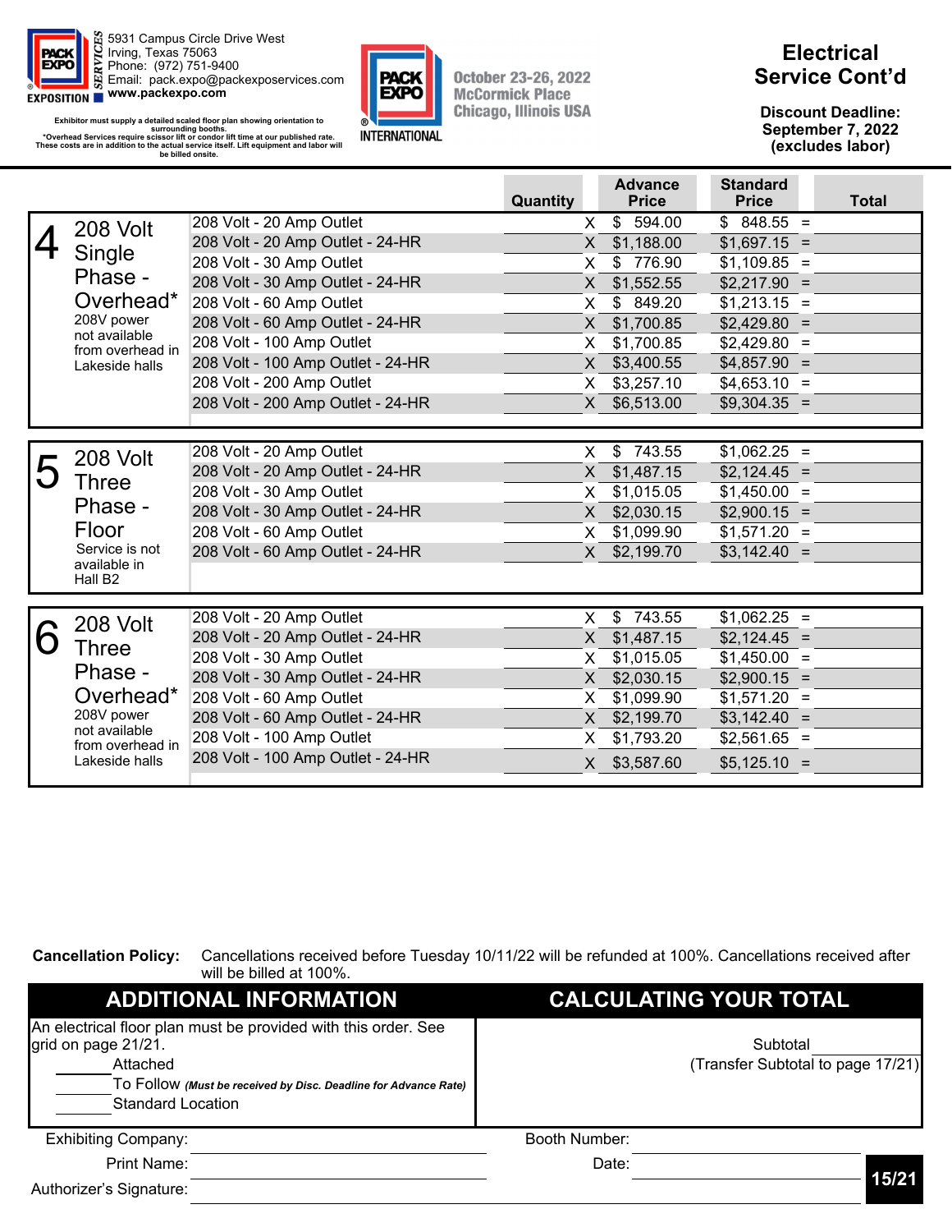5931 Campus Circle Drive West
Irving, Texas 75063
Phone: (972) 751-9400
Email: pack.expo@packexposervices.com
www.packexpo.com

Exhibitor must supply a detailed scaled floor plan showing orientation to surrounding booths.
*Overhead Services require scissor lift or condor lift time at our published rate. These costs are in addition to the actual service itself. Lift equipment and labor will be billed onsite.

October 23-26, 2022
McCormick Place
Chicago, Illinois USA

# Electrical Service Cont'd

**Discount Deadline: September 7, 2022 (excludes labor)**

| | Item | Quantity | | Advance Price | Standard Price | | Total |
|---|---|---|---|---|---|---|---|
| **4** 208 Volt Single Phase - Overhead* 208V power not available from overhead in Lakeside halls | 208 Volt - 20 Amp Outlet | | X | $ 594.00 | $ 848.55 | = | |
| | 208 Volt - 20 Amp Outlet - 24-HR | | X | $1,188.00 | $1,697.15 | = | |
| | 208 Volt - 30 Amp Outlet | | X | $ 776.90 | $1,109.85 | = | |
| | 208 Volt - 30 Amp Outlet - 24-HR | | X | $1,552.55 | $2,217.90 | = | |
| | 208 Volt - 60 Amp Outlet | | X | $ 849.20 | $1,213.15 | = | |
| | 208 Volt - 60 Amp Outlet - 24-HR | | X | $1,700.85 | $2,429.80 | = | |
| | 208 Volt - 100 Amp Outlet | | X | $1,700.85 | $2,429.80 | = | |
| | 208 Volt - 100 Amp Outlet - 24-HR | | X | $3,400.55 | $4,857.90 | = | |
| | 208 Volt - 200 Amp Outlet | | X | $3,257.10 | $4,653.10 | = | |
| | 208 Volt - 200 Amp Outlet - 24-HR | | X | $6,513.00 | $9,304.35 | = | |
| **5** 208 Volt Three Phase - Floor Service is not available in Hall B2 | 208 Volt - 20 Amp Outlet | | X | $ 743.55 | $1,062.25 | = | |
| | 208 Volt - 20 Amp Outlet - 24-HR | | X | $1,487.15 | $2,124.45 | = | |
| | 208 Volt - 30 Amp Outlet | | X | $1,015.05 | $1,450.00 | = | |
| | 208 Volt - 30 Amp Outlet - 24-HR | | X | $2,030.15 | $2,900.15 | = | |
| | 208 Volt - 60 Amp Outlet | | X | $1,099.90 | $1,571.20 | = | |
| | 208 Volt - 60 Amp Outlet - 24-HR | | X | $2,199.70 | $3,142.40 | = | |
| **6** 208 Volt Three Phase - Overhead* 208V power not available from overhead in Lakeside halls | 208 Volt - 20 Amp Outlet | | X | $ 743.55 | $1,062.25 | = | |
| | 208 Volt - 20 Amp Outlet - 24-HR | | X | $1,487.15 | $2,124.45 | = | |
| | 208 Volt - 30 Amp Outlet | | X | $1,015.05 | $1,450.00 | = | |
| | 208 Volt - 30 Amp Outlet - 24-HR | | X | $2,030.15 | $2,900.15 | = | |
| | 208 Volt - 60 Amp Outlet | | X | $1,099.90 | $1,571.20 | = | |
| | 208 Volt - 60 Amp Outlet - 24-HR | | X | $2,199.70 | $3,142.40 | = | |
| | 208 Volt - 100 Amp Outlet | | X | $1,793.20 | $2,561.65 | = | |
| | 208 Volt - 100 Amp Outlet - 24-HR | | X | $3,587.60 | $5,125.10 | = | |

**Cancellation Policy:** Cancellations received before Tuesday 10/11/22 will be refunded at 100%. Cancellations received after will be billed at 100%.

## ADDITIONAL INFORMATION

An electrical floor plan must be provided with this order. See grid on page 21/21.

_______ Attached
_______ To Follow *(Must be received by Disc. Deadline for Advance Rate)*
_______ Standard Location

## CALCULATING YOUR TOTAL

Subtotal _______
(Transfer Subtotal to page 17/21)

Exhibiting Company: _______________ Booth Number: _______________

Print Name: _______________ Date: _______________

Authorizer's Signature: _______________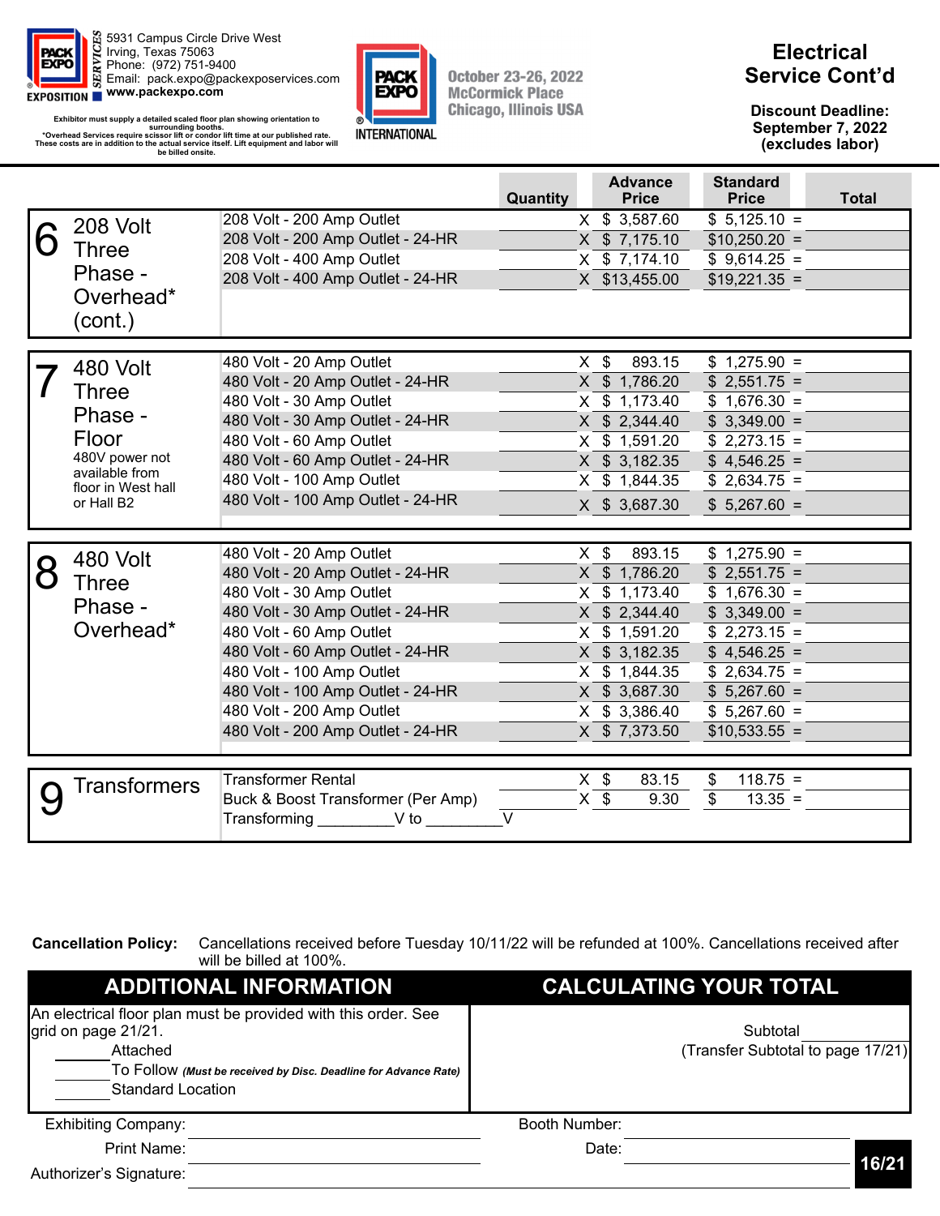PACK EXPO SERVICES
5931 Campus Circle Drive West
Irving, Texas 75063
Phone: (972) 751-9400
Email: pack.expo@packexposervices.com
www.packexpo.com

Exhibitor must supply a detailed scaled floor plan showing orientation to surrounding booths.
*Overhead Services require scissor lift or condor lift time at our published rate. These costs are in addition to the actual service itself. Lift equipment and labor will be billed onsite.

PACK EXPO INTERNATIONAL
October 23-26, 2022
McCormick Place
Chicago, Illinois USA

# Electrical Service Cont'd

**Discount Deadline: September 7, 2022 (excludes labor)**

| Section | Item | Quantity | | Advance Price | Standard Price | | Total |
|---|---|---|---|---|---|---|---|
| **6 208 Volt Three Phase - Overhead* (cont.)** | 208 Volt - 200 Amp Outlet | | X | $ 3,587.60 | $ 5,125.10 | = | |
| | 208 Volt - 200 Amp Outlet - 24-HR | | X | $ 7,175.10 | $10,250.20 | = | |
| | 208 Volt - 400 Amp Outlet | | X | $ 7,174.10 | $ 9,614.25 | = | |
| | 208 Volt - 400 Amp Outlet - 24-HR | | X | $13,455.00 | $19,221.35 | = | |
| **7 480 Volt Three Phase - Floor** 480V power not available from floor in West hall or Hall B2 | 480 Volt - 20 Amp Outlet | | X | $ 893.15 | $ 1,275.90 | = | |
| | 480 Volt - 20 Amp Outlet - 24-HR | | X | $ 1,786.20 | $ 2,551.75 | = | |
| | 480 Volt - 30 Amp Outlet | | X | $ 1,173.40 | $ 1,676.30 | = | |
| | 480 Volt - 30 Amp Outlet - 24-HR | | X | $ 2,344.40 | $ 3,349.00 | = | |
| | 480 Volt - 60 Amp Outlet | | X | $ 1,591.20 | $ 2,273.15 | = | |
| | 480 Volt - 60 Amp Outlet - 24-HR | | X | $ 3,182.35 | $ 4,546.25 | = | |
| | 480 Volt - 100 Amp Outlet | | X | $ 1,844.35 | $ 2,634.75 | = | |
| | 480 Volt - 100 Amp Outlet - 24-HR | | X | $ 3,687.30 | $ 5,267.60 | = | |
| **8 480 Volt Three Phase - Overhead*** | 480 Volt - 20 Amp Outlet | | X | $ 893.15 | $ 1,275.90 | = | |
| | 480 Volt - 20 Amp Outlet - 24-HR | | X | $ 1,786.20 | $ 2,551.75 | = | |
| | 480 Volt - 30 Amp Outlet | | X | $ 1,173.40 | $ 1,676.30 | = | |
| | 480 Volt - 30 Amp Outlet - 24-HR | | X | $ 2,344.40 | $ 3,349.00 | = | |
| | 480 Volt - 60 Amp Outlet | | X | $ 1,591.20 | $ 2,273.15 | = | |
| | 480 Volt - 60 Amp Outlet - 24-HR | | X | $ 3,182.35 | $ 4,546.25 | = | |
| | 480 Volt - 100 Amp Outlet | | X | $ 1,844.35 | $ 2,634.75 | = | |
| | 480 Volt - 100 Amp Outlet - 24-HR | | X | $ 3,687.30 | $ 5,267.60 | = | |
| | 480 Volt - 200 Amp Outlet | | X | $ 3,386.40 | $ 5,267.60 | = | |
| | 480 Volt - 200 Amp Outlet - 24-HR | | X | $ 7,373.50 | $10,533.55 | = | |
| **9 Transformers** | Transformer Rental | | X | $ 83.15 | $ 118.75 | = | |
| | Buck & Boost Transformer (Per Amp) | | X | $ 9.30 | $ 13.35 | = | |
| | Transforming _________V to _________V | | | | | | |

**Cancellation Policy:** Cancellations received before Tuesday 10/11/22 will be refunded at 100%. Cancellations received after will be billed at 100%.

## ADDITIONAL INFORMATION

An electrical floor plan must be provided with this order. See grid on page 21/21.

_______ Attached
_______ To Follow *(Must be received by Disc. Deadline for Advance Rate)*
_______ Standard Location

## CALCULATING YOUR TOTAL

Subtotal _______
(Transfer Subtotal to page 17/21)

Exhibiting Company: _______________ Booth Number: _______________

Print Name: _______________ Date: _______________

Authorizer's Signature: _______________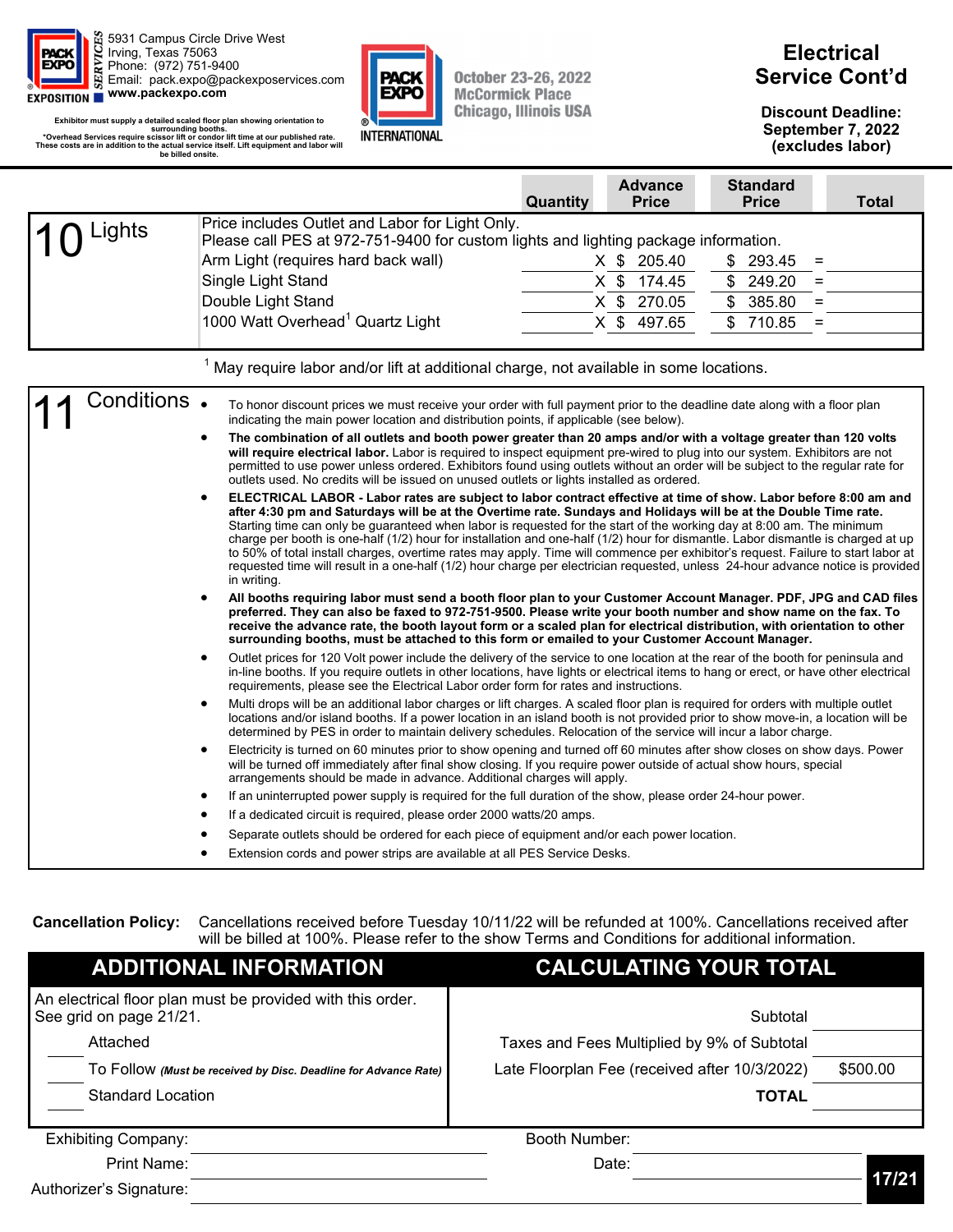PACK EXPO SERVICES
5931 Campus Circle Drive West
Irving, Texas 75063
Phone: (972) 751-9400
Email: pack.expo@packexposervices.com
www.packexpo.com

Exhibitor must supply a detailed scaled floor plan showing orientation to surrounding booths.
*Overhead Services require scissor lift or condor lift time at our published rate. These costs are in addition to the actual service itself. Lift equipment and labor will be billed onsite.

PACK EXPO INTERNATIONAL
October 23-26, 2022
McCormick Place
Chicago, Illinois USA

# Electrical Service Cont'd

**Discount Deadline: September 7, 2022 (excludes labor)**

## 10 Lights

Price includes Outlet and Labor for Light Only.
Please call PES at 972-751-9400 for custom lights and lighting package information.

| Item | Quantity | Advance Price | Standard Price | Total |
|---|---|---|---|---|
| Arm Light (requires hard back wall) | X | $ 205.40 | $ 293.45 | = |
| Single Light Stand | X | $ 174.45 | $ 249.20 | = |
| Double Light Stand | X | $ 270.05 | $ 385.80 | = |
| 1000 Watt Overhead[1] Quartz Light | X | $ 497.65 | $ 710.85 | = |

[1] May require labor and/or lift at additional charge, not available in some locations.

## 11 Conditions

- To honor discount prices we must receive your order with full payment prior to the deadline date along with a floor plan indicating the main power location and distribution points, if applicable (see below).
- **The combination of all outlets and booth power greater than 20 amps and/or with a voltage greater than 120 volts will require electrical labor.** Labor is required to inspect equipment pre-wired to plug into our system. Exhibitors are not permitted to use power unless ordered. Exhibitors found using outlets without an order will be subject to the regular rate for outlets used. No credits will be issued on unused outlets or lights installed as ordered.
- **ELECTRICAL LABOR - Labor rates are subject to labor contract effective at time of show. Labor before 8:00 am and after 4:30 pm and Saturdays will be at the Overtime rate. Sundays and Holidays will be at the Double Time rate.** Starting time can only be guaranteed when labor is requested for the start of the working day at 8:00 am. The minimum charge per booth is one-half (1/2) hour for installation and one-half (1/2) hour for dismantle. Labor dismantle is charged at up to 50% of total install charges, overtime rates may apply. Time will commence per exhibitor's request. Failure to start labor at requested time will result in a one-half (1/2) hour charge per electrician requested, unless 24-hour advance notice is provided in writing.
- **All booths requiring labor must send a booth floor plan to your Customer Account Manager. PDF, JPG and CAD files preferred. They can also be faxed to 972-751-9500. Please write your booth number and show name on the fax. To receive the advance rate, the booth layout form or a scaled plan for electrical distribution, with orientation to other surrounding booths, must be attached to this form or emailed to your Customer Account Manager.**
- Outlet prices for 120 Volt power include the delivery of the service to one location at the rear of the booth for peninsula and in-line booths. If you require outlets in other locations, have lights or electrical items to hang or erect, or have other electrical requirements, please see the Electrical Labor order form for rates and instructions.
- Multi drops will be an additional labor charges or lift charges. A scaled floor plan is required for orders with multiple outlet locations and/or island booths. If a power location in an island booth is not provided prior to show move-in, a location will be determined by PES in order to maintain delivery schedules. Relocation of the service will incur a labor charge.
- Electricity is turned on 60 minutes prior to show opening and turned off 60 minutes after show closes on show days. Power will be turned off immediately after final show closing. If you require power outside of actual show hours, special arrangements should be made in advance. Additional charges will apply.
- If an uninterrupted power supply is required for the full duration of the show, please order 24-hour power.
- If a dedicated circuit is required, please order 2000 watts/20 amps.
- Separate outlets should be ordered for each piece of equipment and/or each power location.
- Extension cords and power strips are available at all PES Service Desks.

**Cancellation Policy:** Cancellations received before Tuesday 10/11/22 will be refunded at 100%. Cancellations received after will be billed at 100%. Please refer to the show Terms and Conditions for additional information.

## ADDITIONAL INFORMATION

An electrical floor plan must be provided with this order. See grid on page 21/21.

- ____ Attached
- ____ To Follow *(Must be received by Disc. Deadline for Advance Rate)*
- ____ Standard Location

## CALCULATING YOUR TOTAL

| | |
|---|---|
| Subtotal | |
| Taxes and Fees Multiplied by 9% of Subtotal | |
| Late Floorplan Fee (received after 10/3/2022) | $500.00 |
| **TOTAL** | |

Exhibiting Company: ____________________ Booth Number: ____________________

Print Name: ____________________ Date: ____________________

Authorizer's Signature: ____________________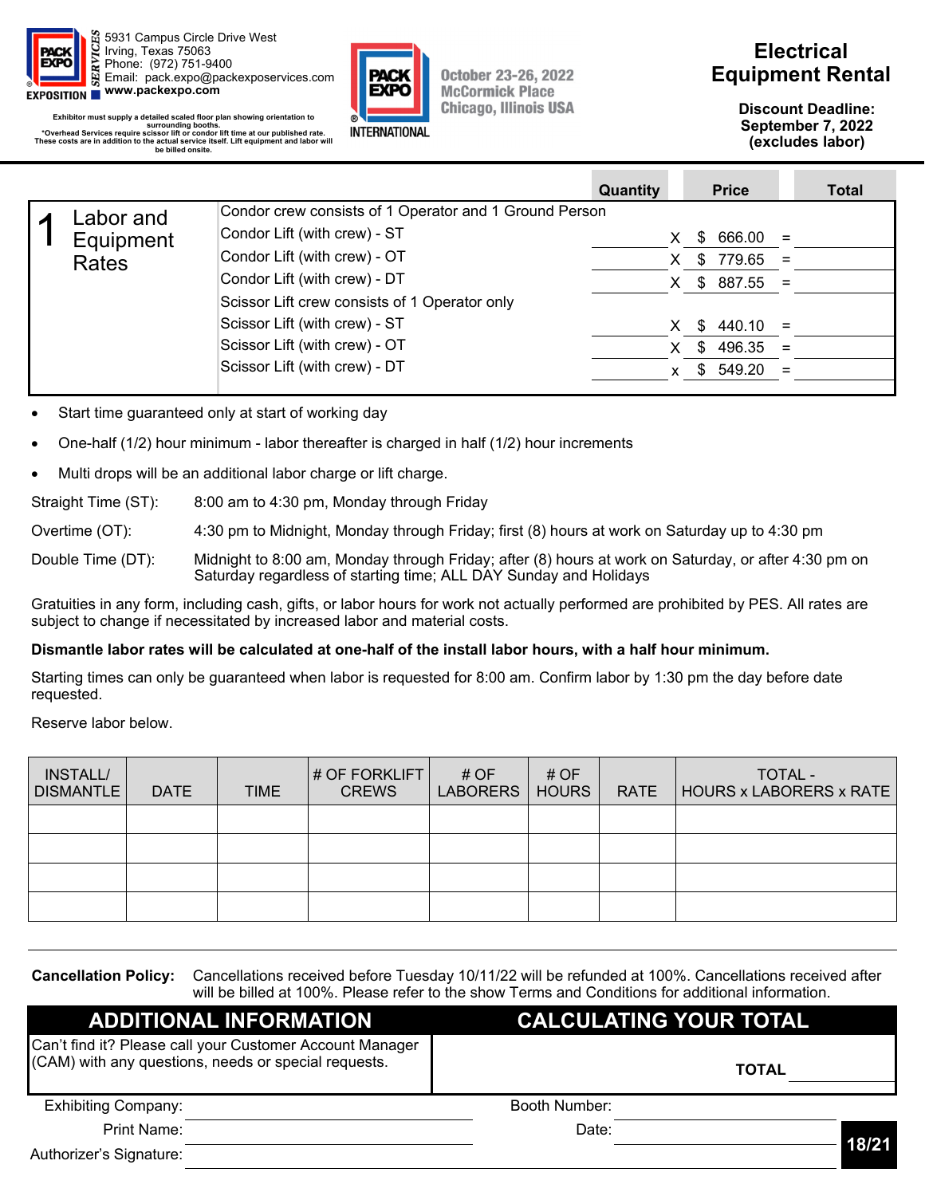5931 Campus Circle Drive West
Irving, Texas 75063
Phone: (972) 751-9400
Email: pack.expo@packexposervices.com
**www.packexpo.com**

**Exhibitor must supply a detailed scaled floor plan showing orientation to surrounding booths.**
**\*Overhead Services require scissor lift or condor lift time at our published rate. These costs are in addition to the actual service itself. Lift equipment and labor will be billed onsite.**

**October 23-26, 2022**
**McCormick Place**
**Chicago, Illinois USA**

# Electrical Equipment Rental

**Discount Deadline: September 7, 2022 (excludes labor)**

## 1 Labor and Equipment Rates

| | Quantity | | Price | | Total |
|---|---|---|---|---|---|
| Condor crew consists of 1 Operator and 1 Ground Person | | | | | |
| Condor Lift (with crew) - ST | | X | $ 666.00 | = | |
| Condor Lift (with crew) - OT | | X | $ 779.65 | = | |
| Condor Lift (with crew) - DT | | X | $ 887.55 | = | |
| Scissor Lift crew consists of 1 Operator only | | | | | |
| Scissor Lift (with crew) - ST | | X | $ 440.10 | = | |
| Scissor Lift (with crew) - OT | | X | $ 496.35 | = | |
| Scissor Lift (with crew) - DT | | x | $ 549.20 | = | |

- Start time guaranteed only at start of working day
- One-half (1/2) hour minimum - labor thereafter is charged in half (1/2) hour increments
- Multi drops will be an additional labor charge or lift charge.

Straight Time (ST): 8:00 am to 4:30 pm, Monday through Friday

Overtime (OT): 4:30 pm to Midnight, Monday through Friday; first (8) hours at work on Saturday up to 4:30 pm

Double Time (DT): Midnight to 8:00 am, Monday through Friday; after (8) hours at work on Saturday, or after 4:30 pm on Saturday regardless of starting time; ALL DAY Sunday and Holidays

Gratuities in any form, including cash, gifts, or labor hours for work not actually performed are prohibited by PES. All rates are subject to change if necessitated by increased labor and material costs.

**Dismantle labor rates will be calculated at one-half of the install labor hours, with a half hour minimum.**

Starting times can only be guaranteed when labor is requested for 8:00 am. Confirm labor by 1:30 pm the day before date requested.

Reserve labor below.

| INSTALL/ DISMANTLE | DATE | TIME | # OF FORKLIFT CREWS | # OF LABORERS | # OF HOURS | RATE | TOTAL - HOURS x LABORERS x RATE |
|---|---|---|---|---|---|---|---|
| | | | | | | | |
| | | | | | | | |
| | | | | | | | |
| | | | | | | | |

**Cancellation Policy:** Cancellations received before Tuesday 10/11/22 will be refunded at 100%. Cancellations received after will be billed at 100%. Please refer to the show Terms and Conditions for additional information.

## ADDITIONAL INFORMATION

Can't find it? Please call your Customer Account Manager (CAM) with any questions, needs or special requests.

## CALCULATING YOUR TOTAL

**TOTAL** \_\_\_\_\_\_\_\_\_\_

Exhibiting Company: \_\_\_\_\_\_\_\_\_\_ Booth Number: \_\_\_\_\_\_\_\_\_\_

Print Name: \_\_\_\_\_\_\_\_\_\_ Date: \_\_\_\_\_\_\_\_\_\_

Authorizer's Signature: \_\_\_\_\_\_\_\_\_\_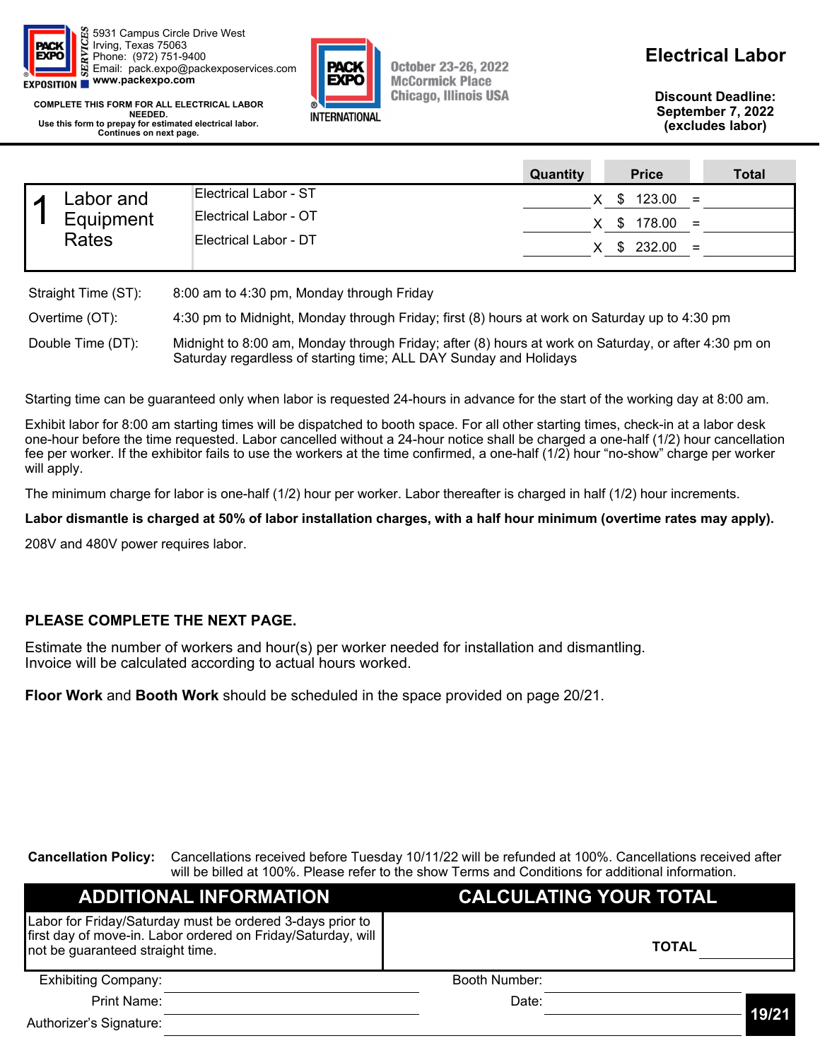5931 Campus Circle Drive West
Irving, Texas 75063
Phone: (972) 751-9400
Email: pack.expo@packexposervices.com
**www.packexpo.com**

**COMPLETE THIS FORM FOR ALL ELECTRICAL LABOR NEEDED.**
**Use this form to prepay for estimated electrical labor.**
**Continues on next page.**

October 23-26, 2022
McCormick Place
Chicago, Illinois USA

# Electrical Labor

**Discount Deadline:**
**September 7, 2022**
**(excludes labor)**

| 1 Labor and Equipment Rates | | Quantity | | Price | | Total |
|---|---|---|---|---|---|---|
| | Electrical Labor - ST | | X | $ 123.00 | = | |
| | Electrical Labor - OT | | X | $ 178.00 | = | |
| | Electrical Labor - DT | | X | $ 232.00 | = | |

| | |
|---|---|
| Straight Time (ST): | 8:00 am to 4:30 pm, Monday through Friday |
| Overtime (OT): | 4:30 pm to Midnight, Monday through Friday; first (8) hours at work on Saturday up to 4:30 pm |
| Double Time (DT): | Midnight to 8:00 am, Monday through Friday; after (8) hours at work on Saturday, or after 4:30 pm on Saturday regardless of starting time; ALL DAY Sunday and Holidays |

Starting time can be guaranteed only when labor is requested 24-hours in advance for the start of the working day at 8:00 am.

Exhibit labor for 8:00 am starting times will be dispatched to booth space. For all other starting times, check-in at a labor desk one-hour before the time requested. Labor cancelled without a 24-hour notice shall be charged a one-half (1/2) hour cancellation fee per worker. If the exhibitor fails to use the workers at the time confirmed, a one-half (1/2) hour "no-show" charge per worker will apply.

The minimum charge for labor is one-half (1/2) hour per worker. Labor thereafter is charged in half (1/2) hour increments.

**Labor dismantle is charged at 50% of labor installation charges, with a half hour minimum (overtime rates may apply).**

208V and 480V power requires labor.

**PLEASE COMPLETE THE NEXT PAGE.**

Estimate the number of workers and hour(s) per worker needed for installation and dismantling.
Invoice will be calculated according to actual hours worked.

**Floor Work** and **Booth Work** should be scheduled in the space provided on page 20/21.

**Cancellation Policy:** Cancellations received before Tuesday 10/11/22 will be refunded at 100%. Cancellations received after will be billed at 100%. Please refer to the show Terms and Conditions for additional information.

| ADDITIONAL INFORMATION | CALCULATING YOUR TOTAL |
|---|---|
| Labor for Friday/Saturday must be ordered 3-days prior to first day of move-in. Labor ordered on Friday/Saturday, will not be guaranteed straight time. | **TOTAL** _______ |

Exhibiting Company: ____________________ Booth Number: ____________________

Print Name: ____________________ Date: ____________________

Authorizer's Signature: ____________________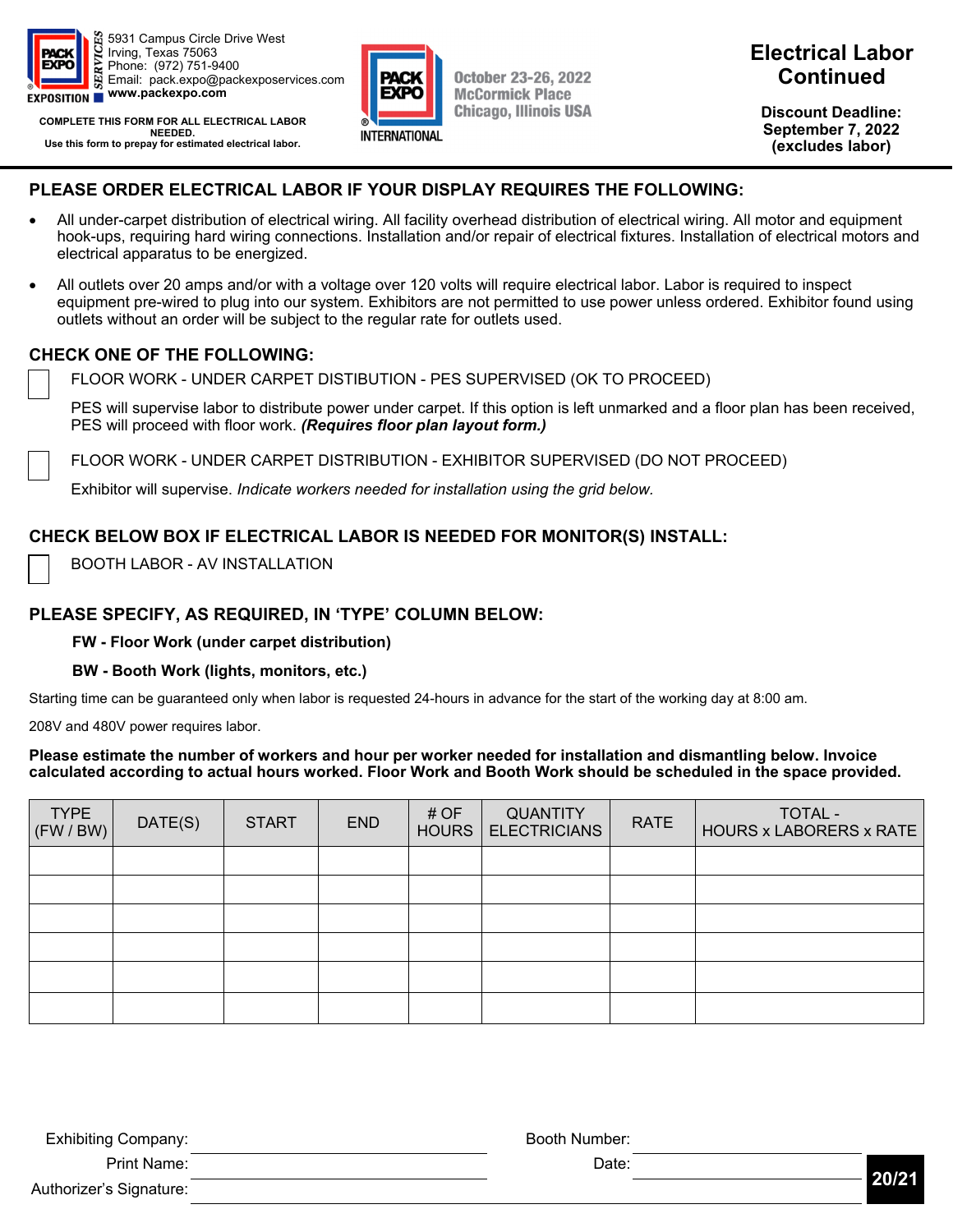5931 Campus Circle Drive West
Irving, Texas 75063
Phone: (972) 751-9400
Email: pack.expo@packexposervices.com
**www.packexpo.com**

**COMPLETE THIS FORM FOR ALL ELECTRICAL LABOR NEEDED.**
**Use this form to prepay for estimated electrical labor.**

October 23-26, 2022
McCormick Place
Chicago, Illinois USA

# Electrical Labor Continued

**Discount Deadline:**
**September 7, 2022**
**(excludes labor)**

## PLEASE ORDER ELECTRICAL LABOR IF YOUR DISPLAY REQUIRES THE FOLLOWING:

- All under-carpet distribution of electrical wiring. All facility overhead distribution of electrical wiring. All motor and equipment hook-ups, requiring hard wiring connections. Installation and/or repair of electrical fixtures. Installation of electrical motors and electrical apparatus to be energized.
- All outlets over 20 amps and/or with a voltage over 120 volts will require electrical labor. Labor is required to inspect equipment pre-wired to plug into our system. Exhibitors are not permitted to use power unless ordered. Exhibitor found using outlets without an order will be subject to the regular rate for outlets used.

## CHECK ONE OF THE FOLLOWING:

☐ FLOOR WORK - UNDER CARPET DISTIBUTION - PES SUPERVISED (OK TO PROCEED)

PES will supervise labor to distribute power under carpet. If this option is left unmarked and a floor plan has been received, PES will proceed with floor work. ***(Requires floor plan layout form.)***

☐ FLOOR WORK - UNDER CARPET DISTRIBUTION - EXHIBITOR SUPERVISED (DO NOT PROCEED)

Exhibitor will supervise. *Indicate workers needed for installation using the grid below.*

## CHECK BELOW BOX IF ELECTRICAL LABOR IS NEEDED FOR MONITOR(S) INSTALL:

☐ BOOTH LABOR - AV INSTALLATION

## PLEASE SPECIFY, AS REQUIRED, IN 'TYPE' COLUMN BELOW:

**FW - Floor Work (under carpet distribution)**

**BW - Booth Work (lights, monitors, etc.)**

Starting time can be guaranteed only when labor is requested 24-hours in advance for the start of the working day at 8:00 am.

208V and 480V power requires labor.

**Please estimate the number of workers and hour per worker needed for installation and dismantling below. Invoice calculated according to actual hours worked. Floor Work and Booth Work should be scheduled in the space provided.**

| TYPE (FW / BW) | DATE(S) | START | END | # OF HOURS | QUANTITY ELECTRICIANS | RATE | TOTAL - HOURS x LABORERS x RATE |
|---|---|---|---|---|---|---|---|
| | | | | | | | |
| | | | | | | | |
| | | | | | | | |
| | | | | | | | |
| | | | | | | | |
| | | | | | | | |

Exhibiting Company: ______________________ Booth Number: ______________________

Print Name: ______________________ Date: ______________________

Authorizer's Signature: ______________________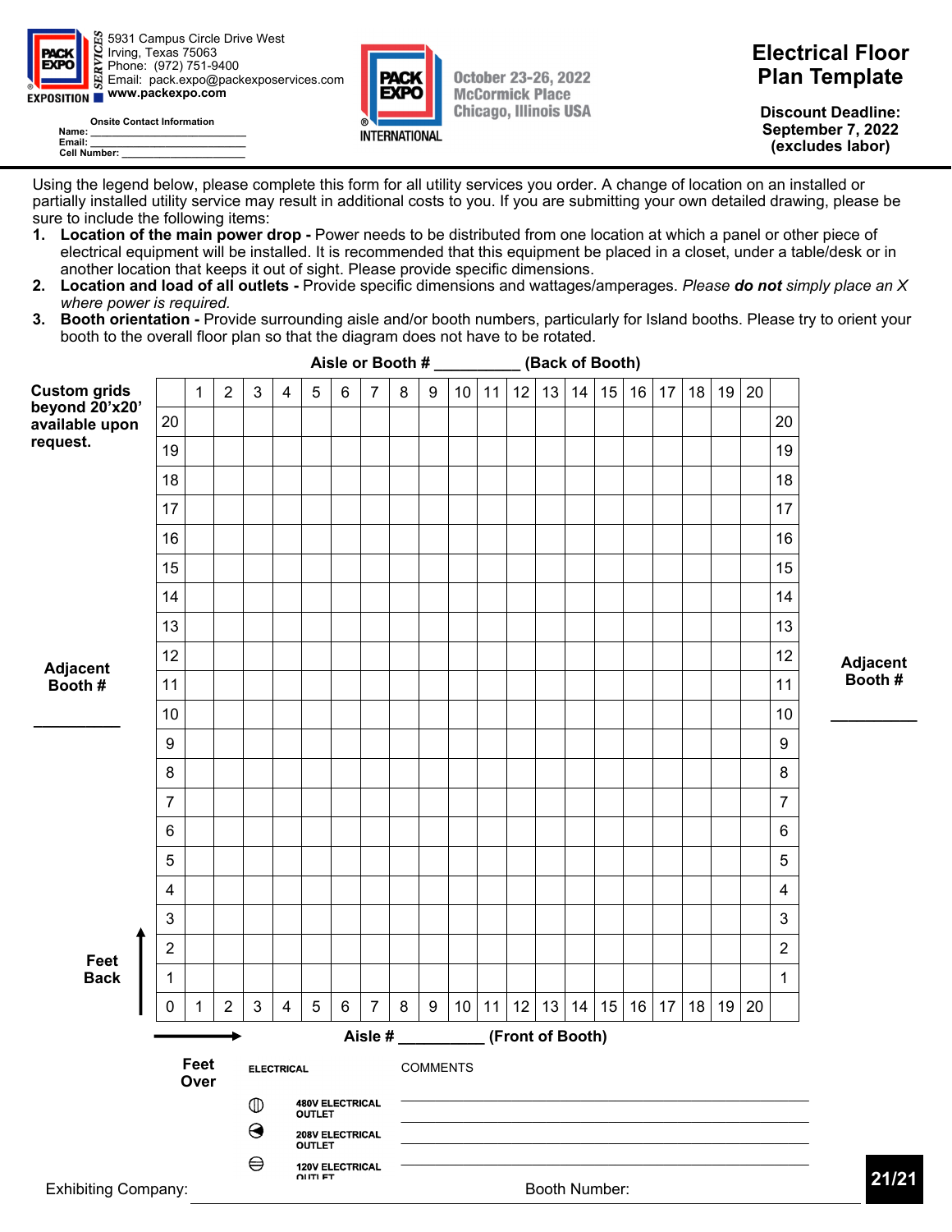5931 Campus Circle Drive West
Irving, Texas 75063
Phone: (972) 751-9400
Email: pack.expo@packexposervices.com
www.packexpo.com

Onsite Contact Information
Name: ____________________________
Email: ____________________________
Cell Number: ______________________

October 23-26, 2022
McCormick Place
Chicago, Illinois USA

# Electrical Floor Plan Template

**Discount Deadline:**
**September 7, 2022**
**(excludes labor)**

Using the legend below, please complete this form for all utility services you order. A change of location on an installed or partially installed utility service may result in additional costs to you. If you are submitting your own detailed drawing, please be sure to include the following items:

1. **Location of the main power drop -** Power needs to be distributed from one location at which a panel or other piece of electrical equipment will be installed. It is recommended that this equipment be placed in a closet, under a table/desk or in another location that keeps it out of sight. Please provide specific dimensions.
2. **Location and load of all outlets -** Provide specific dimensions and wattages/amperages. *Please **do not** simply place an X where power is required.*
3. **Booth orientation -** Provide surrounding aisle and/or booth numbers, particularly for Island booths. Please try to orient your booth to the overall floor plan so that the diagram does not have to be rotated.

**Aisle or Booth # __________ (Back of Booth)**

**Custom grids beyond 20'x20' available upon request.**

**Adjacent Booth #** __________

**Adjacent Booth #** __________

| | 1 | 2 | 3 | 4 | 5 | 6 | 7 | 8 | 9 | 10 | 11 | 12 | 13 | 14 | 15 | 16 | 17 | 18 | 19 | 20 | |
|---|---|---|---|---|---|---|---|---|---|---|---|---|---|---|---|---|---|---|---|---|---|
| 20 | | | | | | | | | | | | | | | | | | | | | 20 |
| 19 | | | | | | | | | | | | | | | | | | | | | 19 |
| 18 | | | | | | | | | | | | | | | | | | | | | 18 |
| 17 | | | | | | | | | | | | | | | | | | | | | 17 |
| 16 | | | | | | | | | | | | | | | | | | | | | 16 |
| 15 | | | | | | | | | | | | | | | | | | | | | 15 |
| 14 | | | | | | | | | | | | | | | | | | | | | 14 |
| 13 | | | | | | | | | | | | | | | | | | | | | 13 |
| 12 | | | | | | | | | | | | | | | | | | | | | 12 |
| 11 | | | | | | | | | | | | | | | | | | | | | 11 |
| 10 | | | | | | | | | | | | | | | | | | | | | 10 |
| 9 | | | | | | | | | | | | | | | | | | | | | 9 |
| 8 | | | | | | | | | | | | | | | | | | | | | 8 |
| 7 | | | | | | | | | | | | | | | | | | | | | 7 |
| 6 | | | | | | | | | | | | | | | | | | | | | 6 |
| 5 | | | | | | | | | | | | | | | | | | | | | 5 |
| 4 | | | | | | | | | | | | | | | | | | | | | 4 |
| 3 | | | | | | | | | | | | | | | | | | | | | 3 |
| 2 | | | | | | | | | | | | | | | | | | | | | 2 |
| 1 | | | | | | | | | | | | | | | | | | | | | 1 |
| 0 | 1 | 2 | 3 | 4 | 5 | 6 | 7 | 8 | 9 | 10 | 11 | 12 | 13 | 14 | 15 | 16 | 17 | 18 | 19 | 20 | |

**Feet Back**

**Aisle # __________ (Front of Booth)**

**Feet Over**

ELECTRICAL

- 480V ELECTRICAL OUTLET
- 208V ELECTRICAL OUTLET
- 120V ELECTRICAL OUTLET

COMMENTS
____________________________________________
____________________________________________
____________________________________________
____________________________________________

Exhibiting Company: ______________________ Booth Number: ______________________